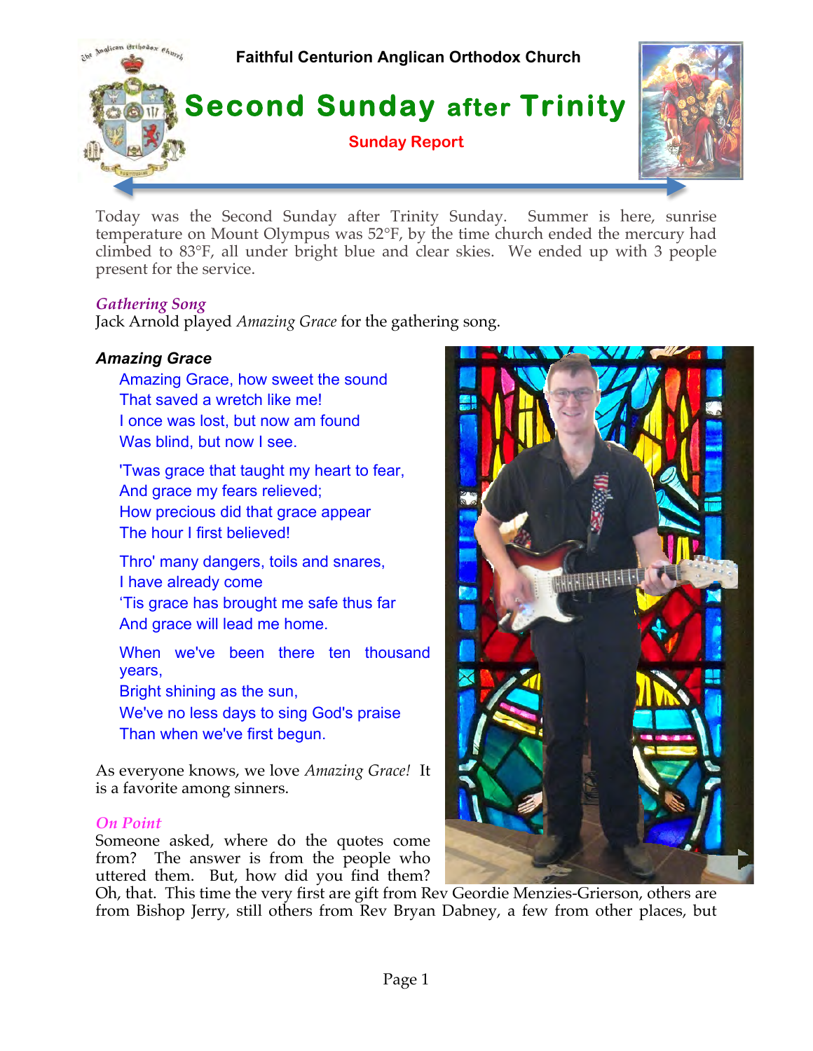Faithful Centurion Anglican Orthodox Church

# Second Sunday after Trinity

**Sunday Report**

Today was the Second Sunday after Trinity Sunday. Summer is here, sunrise temperature on Mount Olympus was 52°F, by the time church ended the mercury had climbed to 83°F, all under bright blue and clear skies. We ended up with 3 people present for the service.

### *Gathering Song*

Jack Arnold played *Amazing Grace* for the gathering song.

***Amazing Grace***

Amazing Grace, how sweet the sound
That saved a wretch like me!
I once was lost, but now am found
Was blind, but now I see.

'Twas grace that taught my heart to fear,
And grace my fears relieved;
How precious did that grace appear
The hour I first believed!

Thro' many dangers, toils and snares,
I have already come
'Tis grace has brought me safe thus far
And grace will lead me home.

When we've been there ten thousand years,
Bright shining as the sun,
We've no less days to sing God's praise
Than when we've first begun.

As everyone knows, we love *Amazing Grace!* It is a favorite among sinners.

### *On Point*

Someone asked, where do the quotes come from? The answer is from the people who uttered them. But, how did you find them? Oh, that. This time the very first are gift from Rev Geordie Menzies-Grierson, others are from Bishop Jerry, still others from Rev Bryan Dabney, a few from other places, but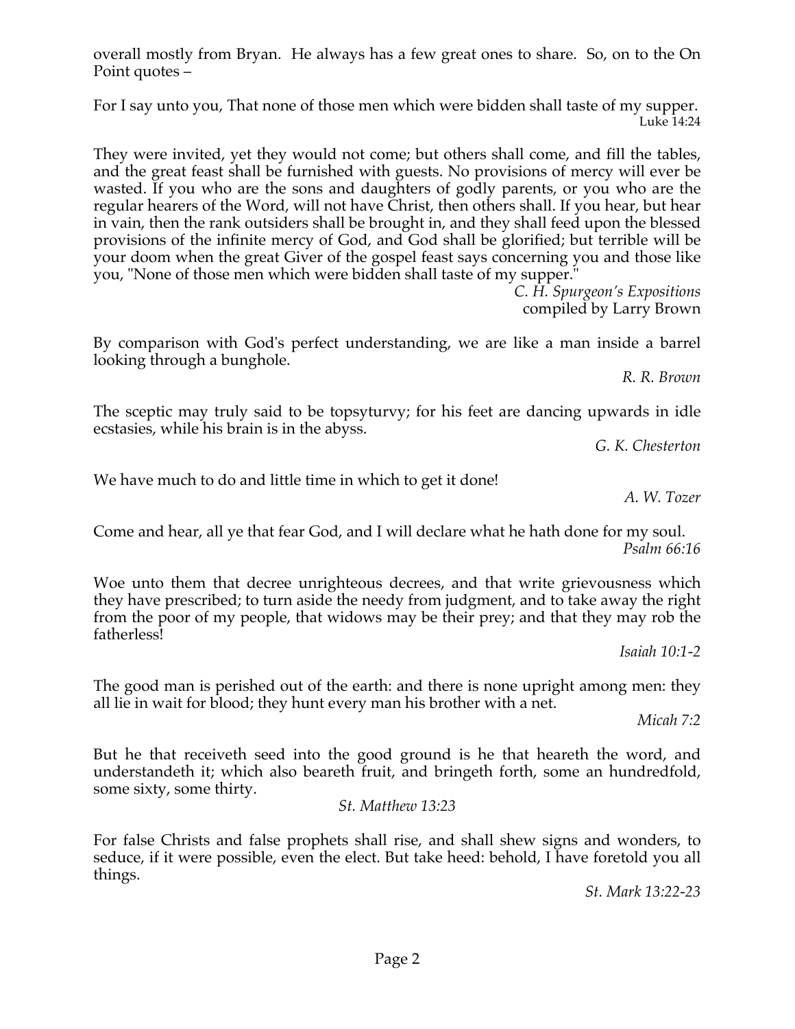overall mostly from Bryan. He always has a few great ones to share. So, on to the On Point quotes –

For I say unto you, That none of those men which were bidden shall taste of my supper.
Luke 14:24

They were invited, yet they would not come; but others shall come, and fill the tables, and the great feast shall be furnished with guests. No provisions of mercy will ever be wasted. If you who are the sons and daughters of godly parents, or you who are the regular hearers of the Word, will not have Christ, then others shall. If you hear, but hear in vain, then the rank outsiders shall be brought in, and they shall feed upon the blessed provisions of the infinite mercy of God, and God shall be glorified; but terrible will be your doom when the great Giver of the gospel feast says concerning you and those like you, "None of those men which were bidden shall taste of my supper."
*C. H. Spurgeon's Expositions*
compiled by Larry Brown

By comparison with God's perfect understanding, we are like a man inside a barrel looking through a bunghole.
*R. R. Brown*

The sceptic may truly said to be topsyturvy; for his feet are dancing upwards in idle ecstasies, while his brain is in the abyss.
*G. K. Chesterton*

We have much to do and little time in which to get it done!
*A. W. Tozer*

Come and hear, all ye that fear God, and I will declare what he hath done for my soul.
*Psalm 66:16*

Woe unto them that decree unrighteous decrees, and that write grievousness which they have prescribed; to turn aside the needy from judgment, and to take away the right from the poor of my people, that widows may be their prey; and that they may rob the fatherless!
*Isaiah 10:1-2*

The good man is perished out of the earth: and there is none upright among men: they all lie in wait for blood; they hunt every man his brother with a net.
*Micah 7:2*

But he that receiveth seed into the good ground is he that heareth the word, and understandeth it; which also beareth fruit, and bringeth forth, some an hundredfold, some sixty, some thirty.
*St. Matthew 13:23*

For false Christs and false prophets shall rise, and shall shew signs and wonders, to seduce, if it were possible, even the elect. But take heed: behold, I have foretold you all things.
*St. Mark 13:22-23*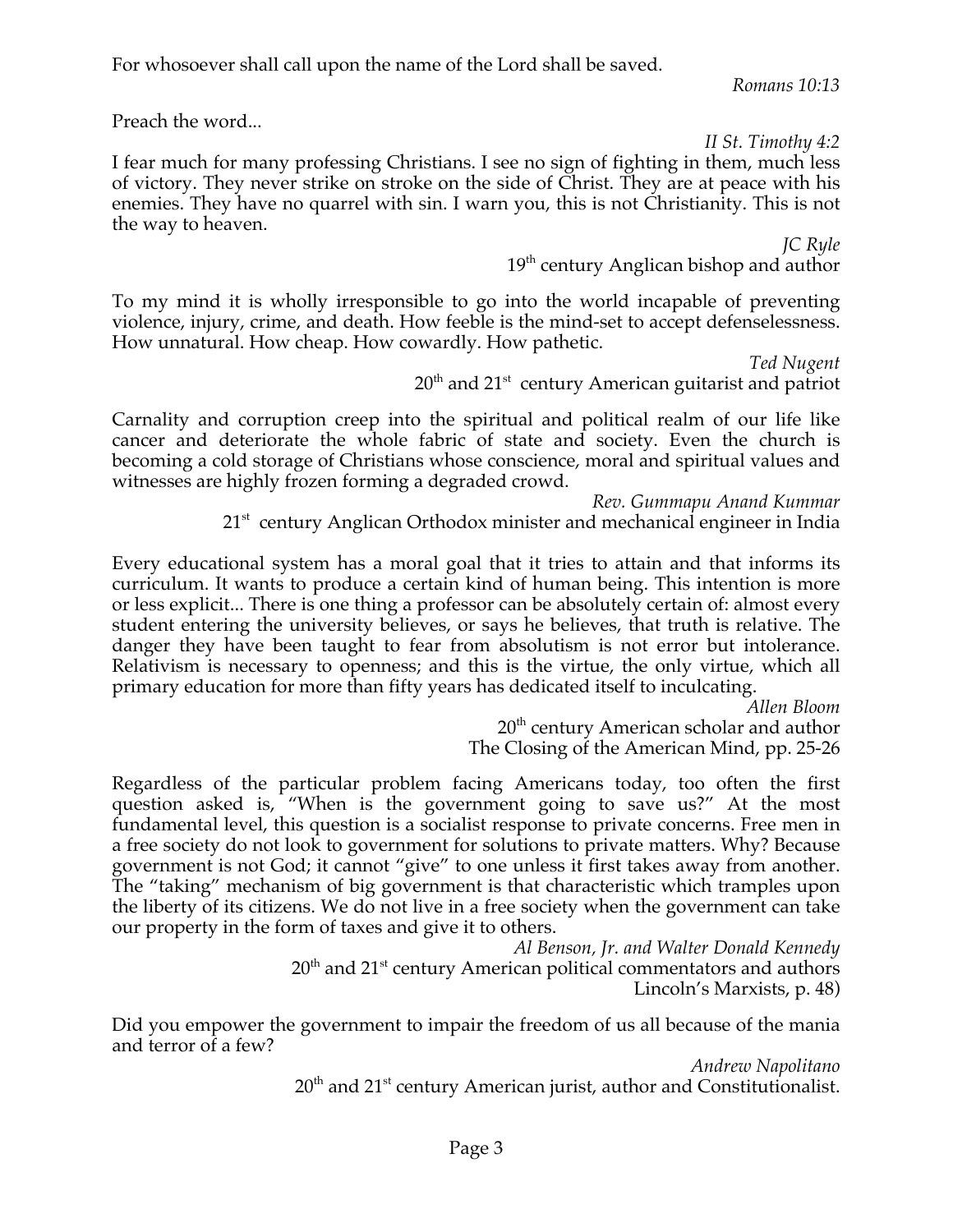For whosoever shall call upon the name of the Lord shall be saved.

*Romans 10:13*

Preach the word...

*II St. Timothy 4:2*

I fear much for many professing Christians. I see no sign of fighting in them, much less of victory. They never strike on stroke on the side of Christ. They are at peace with his enemies. They have no quarrel with sin. I warn you, this is not Christianity. This is not the way to heaven.

*JC Ryle*
19th century Anglican bishop and author

To my mind it is wholly irresponsible to go into the world incapable of preventing violence, injury, crime, and death. How feeble is the mind-set to accept defenselessness. How unnatural. How cheap. How cowardly. How pathetic.

*Ted Nugent*
20th and 21st century American guitarist and patriot

Carnality and corruption creep into the spiritual and political realm of our life like cancer and deteriorate the whole fabric of state and society. Even the church is becoming a cold storage of Christians whose conscience, moral and spiritual values and witnesses are highly frozen forming a degraded crowd.

*Rev. Gummapu Anand Kummar*
21st century Anglican Orthodox minister and mechanical engineer in India

Every educational system has a moral goal that it tries to attain and that informs its curriculum. It wants to produce a certain kind of human being. This intention is more or less explicit... There is one thing a professor can be absolutely certain of: almost every student entering the university believes, or says he believes, that truth is relative. The danger they have been taught to fear from absolutism is not error but intolerance. Relativism is necessary to openness; and this is the virtue, the only virtue, which all primary education for more than fifty years has dedicated itself to inculcating.

*Allen Bloom*
20th century American scholar and author
The Closing of the American Mind, pp. 25-26

Regardless of the particular problem facing Americans today, too often the first question asked is, "When is the government going to save us?" At the most fundamental level, this question is a socialist response to private concerns. Free men in a free society do not look to government for solutions to private matters. Why? Because government is not God; it cannot "give" to one unless it first takes away from another. The "taking" mechanism of big government is that characteristic which tramples upon the liberty of its citizens. We do not live in a free society when the government can take our property in the form of taxes and give it to others.

*Al Benson, Jr. and Walter Donald Kennedy*
20th and 21st century American political commentators and authors
Lincoln's Marxists, p. 48)

Did you empower the government to impair the freedom of us all because of the mania and terror of a few?

*Andrew Napolitano*
20th and 21st century American jurist, author and Constitutionalist.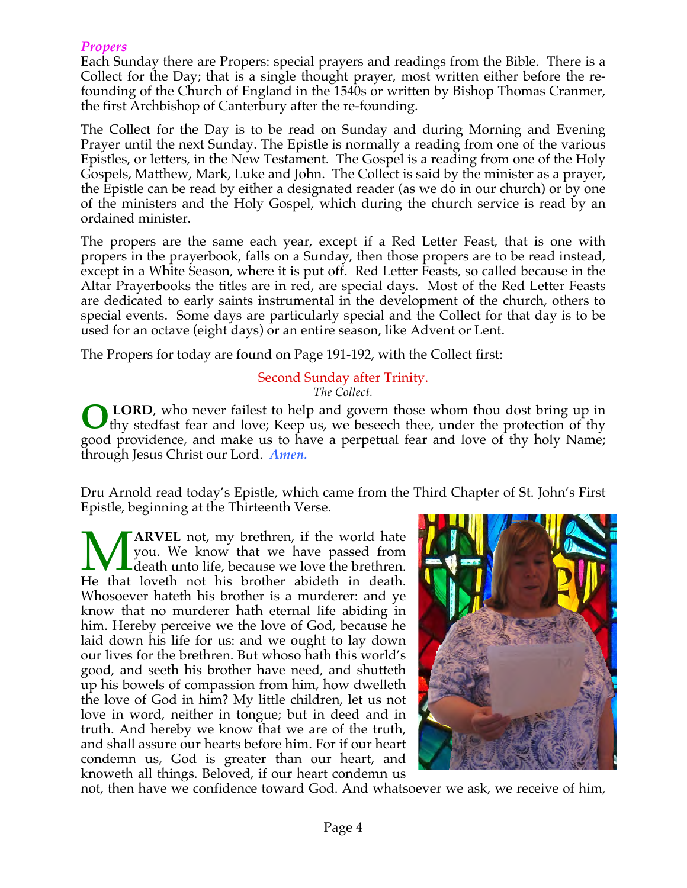*Propers*

Each Sunday there are Propers: special prayers and readings from the Bible. There is a Collect for the Day; that is a single thought prayer, most written either before the re-founding of the Church of England in the 1540s or written by Bishop Thomas Cranmer, the first Archbishop of Canterbury after the re-founding.

The Collect for the Day is to be read on Sunday and during Morning and Evening Prayer until the next Sunday. The Epistle is normally a reading from one of the various Epistles, or letters, in the New Testament. The Gospel is a reading from one of the Holy Gospels, Matthew, Mark, Luke and John. The Collect is said by the minister as a prayer, the Epistle can be read by either a designated reader (as we do in our church) or by one of the ministers and the Holy Gospel, which during the church service is read by an ordained minister.

The propers are the same each year, except if a Red Letter Feast, that is one with propers in the prayerbook, falls on a Sunday, then those propers are to be read instead, except in a White Season, where it is put off. Red Letter Feasts, so called because in the Altar Prayerbooks the titles are in red, are special days. Most of the Red Letter Feasts are dedicated to early saints instrumental in the development of the church, others to special events. Some days are particularly special and the Collect for that day is to be used for an octave (eight days) or an entire season, like Advent or Lent.

The Propers for today are found on Page 191-192, with the Collect first:

Second Sunday after Trinity.

*The Collect.*

**O LORD**, who never failest to help and govern those whom thou dost bring up in thy stedfast fear and love; Keep us, we beseech thee, under the protection of thy good providence, and make us to have a perpetual fear and love of thy holy Name; through Jesus Christ our Lord. ***Amen.***

Dru Arnold read today's Epistle, which came from the Third Chapter of St. John's First Epistle, beginning at the Thirteenth Verse.

**MARVEL** not, my brethren, if the world hate you. We know that we have passed from death unto life, because we love the brethren. He that loveth not his brother abideth in death. Whosoever hateth his brother is a murderer: and ye know that no murderer hath eternal life abiding in him. Hereby perceive we the love of God, because he laid down his life for us: and we ought to lay down our lives for the brethren. But whoso hath this world's good, and seeth his brother have need, and shutteth up his bowels of compassion from him, how dwelleth the love of God in him? My little children, let us not love in word, neither in tongue; but in deed and in truth. And hereby we know that we are of the truth, and shall assure our hearts before him. For if our heart condemn us, God is greater than our heart, and knoweth all things. Beloved, if our heart condemn us not, then have we confidence toward God. And whatsoever we ask, we receive of him,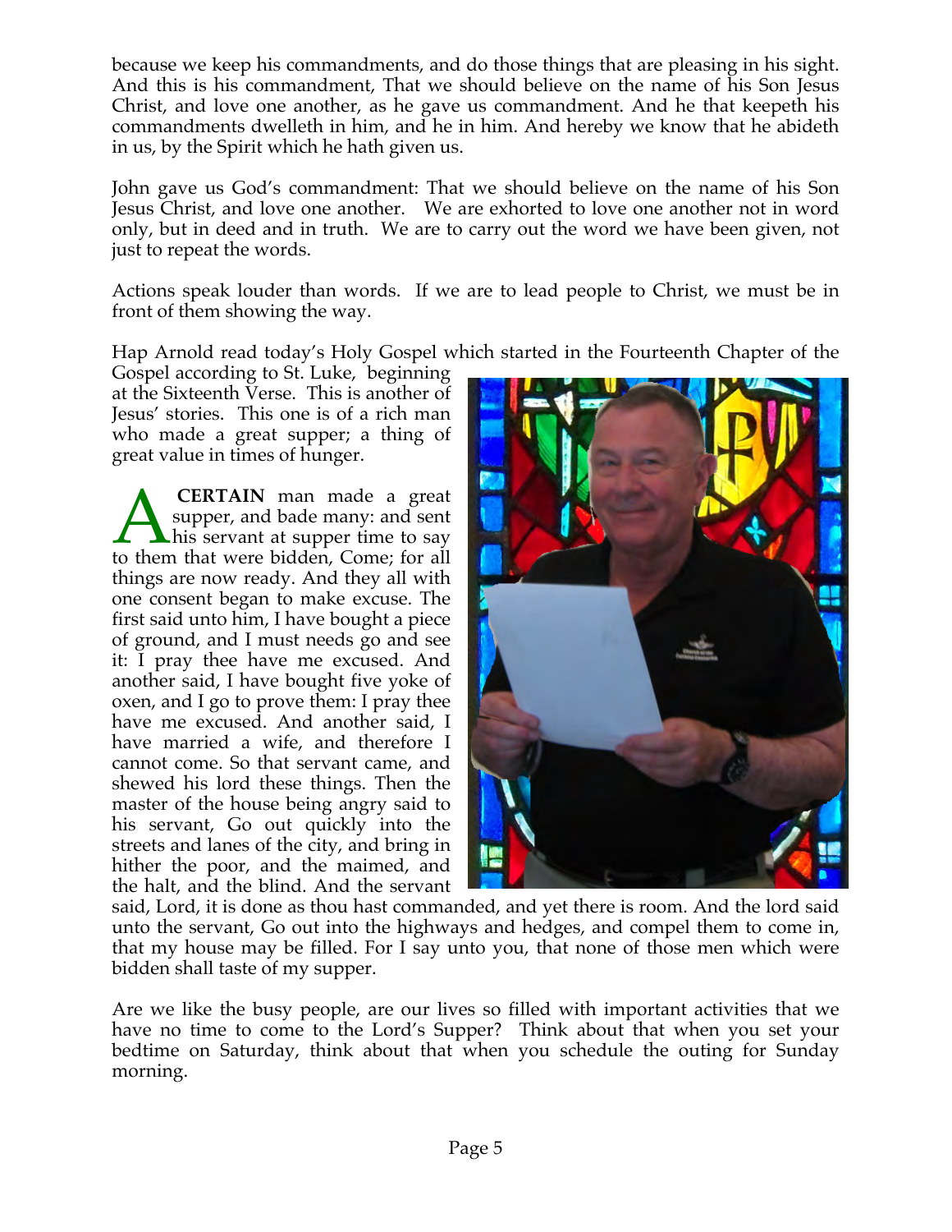because we keep his commandments, and do those things that are pleasing in his sight. And this is his commandment, That we should believe on the name of his Son Jesus Christ, and love one another, as he gave us commandment. And he that keepeth his commandments dwelleth in him, and he in him. And hereby we know that he abideth in us, by the Spirit which he hath given us.

John gave us God's commandment: That we should believe on the name of his Son Jesus Christ, and love one another. We are exhorted to love one another not in word only, but in deed and in truth. We are to carry out the word we have been given, not just to repeat the words.

Actions speak louder than words. If we are to lead people to Christ, we must be in front of them showing the way.

Hap Arnold read today's Holy Gospel which started in the Fourteenth Chapter of the Gospel according to St. Luke, beginning at the Sixteenth Verse. This is another of Jesus' stories. This one is of a rich man who made a great supper; a thing of great value in times of hunger.

A **CERTAIN** man made a great supper, and bade many: and sent his servant at supper time to say to them that were bidden, Come; for all things are now ready. And they all with one consent began to make excuse. The first said unto him, I have bought a piece of ground, and I must needs go and see it: I pray thee have me excused. And another said, I have bought five yoke of oxen, and I go to prove them: I pray thee have me excused. And another said, I have married a wife, and therefore I cannot come. So that servant came, and shewed his lord these things. Then the master of the house being angry said to his servant, Go out quickly into the streets and lanes of the city, and bring in hither the poor, and the maimed, and the halt, and the blind. And the servant said, Lord, it is done as thou hast commanded, and yet there is room. And the lord said unto the servant, Go out into the highways and hedges, and compel them to come in, that my house may be filled. For I say unto you, that none of those men which were bidden shall taste of my supper.

Are we like the busy people, are our lives so filled with important activities that we have no time to come to the Lord's Supper? Think about that when you set your bedtime on Saturday, think about that when you schedule the outing for Sunday morning.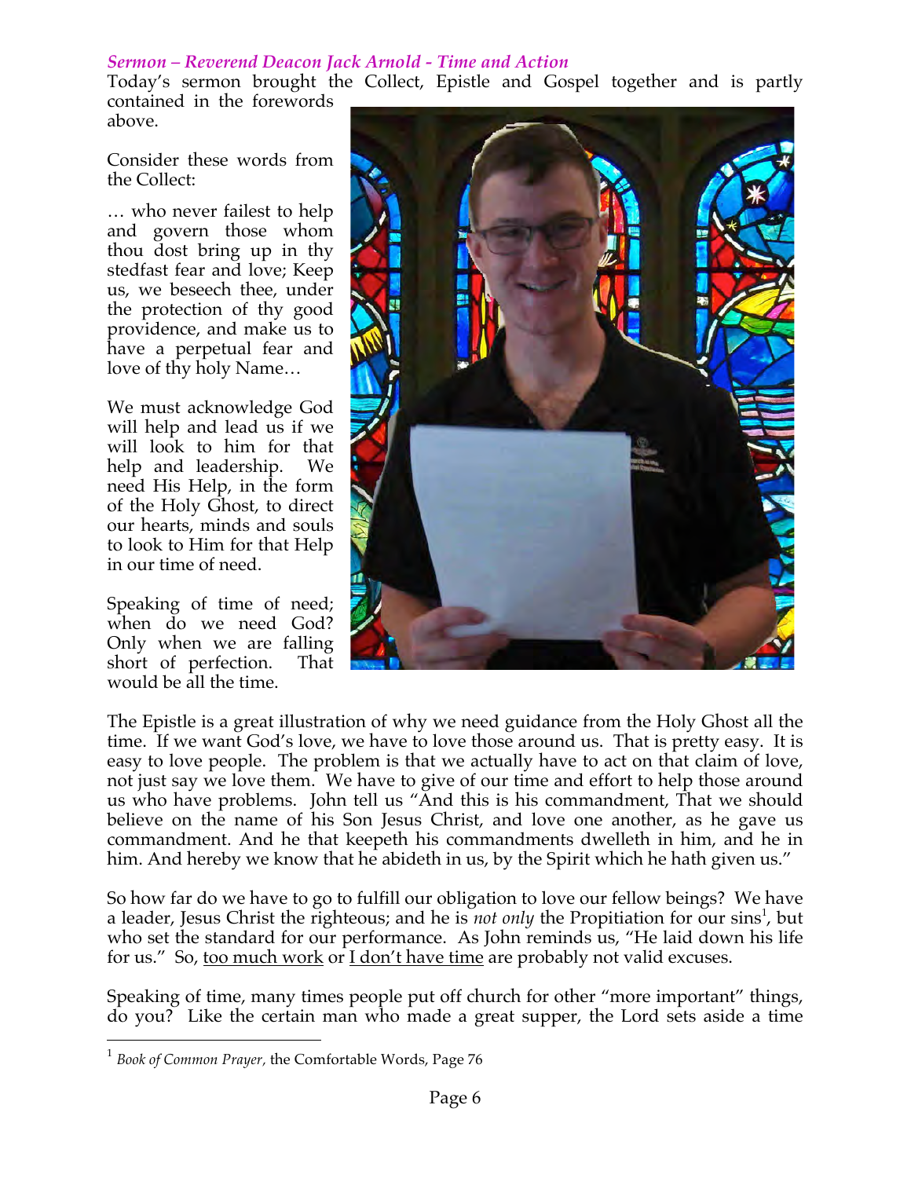*Sermon – Reverend Deacon Jack Arnold - Time and Action*

Today's sermon brought the Collect, Epistle and Gospel together and is partly contained in the forewords above.

Consider these words from the Collect:

… who never failest to help and govern those whom thou dost bring up in thy stedfast fear and love; Keep us, we beseech thee, under the protection of thy good providence, and make us to have a perpetual fear and love of thy holy Name…

We must acknowledge God will help and lead us if we will look to him for that help and leadership. We need His Help, in the form of the Holy Ghost, to direct our hearts, minds and souls to look to Him for that Help in our time of need.

Speaking of time of need; when do we need God? Only when we are falling short of perfection. That would be all the time.

The Epistle is a great illustration of why we need guidance from the Holy Ghost all the time. If we want God's love, we have to love those around us. That is pretty easy. It is easy to love people. The problem is that we actually have to act on that claim of love, not just say we love them. We have to give of our time and effort to help those around us who have problems. John tell us "And this is his commandment, That we should believe on the name of his Son Jesus Christ, and love one another, as he gave us commandment. And he that keepeth his commandments dwelleth in him, and he in him. And hereby we know that he abideth in us, by the Spirit which he hath given us."

So how far do we have to go to fulfill our obligation to love our fellow beings? We have a leader, Jesus Christ the righteous; and he is *not only* the Propitiation for our sins[1], but who set the standard for our performance. As John reminds us, "He laid down his life for us." So, <u>too much work</u> or <u>I don't have time</u> are probably not valid excuses.

Speaking of time, many times people put off church for other "more important" things, do you? Like the certain man who made a great supper, the Lord sets aside a time

---

[1] *Book of Common Prayer,* the Comfortable Words, Page 76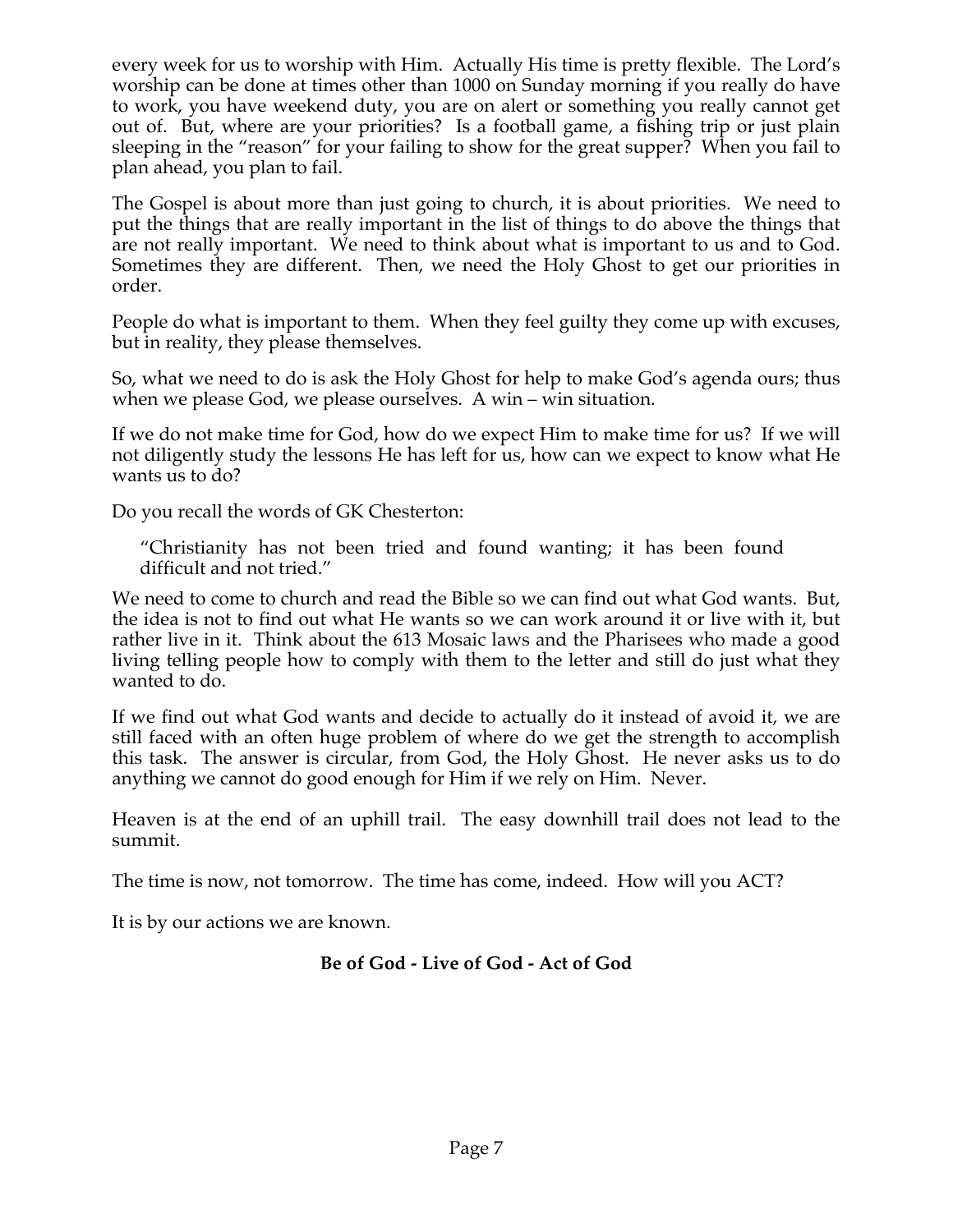every week for us to worship with Him. Actually His time is pretty flexible. The Lord's worship can be done at times other than 1000 on Sunday morning if you really do have to work, you have weekend duty, you are on alert or something you really cannot get out of. But, where are your priorities? Is a football game, a fishing trip or just plain sleeping in the "reason" for your failing to show for the great supper? When you fail to plan ahead, you plan to fail.

The Gospel is about more than just going to church, it is about priorities. We need to put the things that are really important in the list of things to do above the things that are not really important. We need to think about what is important to us and to God. Sometimes they are different. Then, we need the Holy Ghost to get our priorities in order.

People do what is important to them. When they feel guilty they come up with excuses, but in reality, they please themselves.

So, what we need to do is ask the Holy Ghost for help to make God's agenda ours; thus when we please God, we please ourselves. A win – win situation.

If we do not make time for God, how do we expect Him to make time for us? If we will not diligently study the lessons He has left for us, how can we expect to know what He wants us to do?

Do you recall the words of GK Chesterton:

> "Christianity has not been tried and found wanting; it has been found difficult and not tried."

We need to come to church and read the Bible so we can find out what God wants. But, the idea is not to find out what He wants so we can work around it or live with it, but rather live in it. Think about the 613 Mosaic laws and the Pharisees who made a good living telling people how to comply with them to the letter and still do just what they wanted to do.

If we find out what God wants and decide to actually do it instead of avoid it, we are still faced with an often huge problem of where do we get the strength to accomplish this task. The answer is circular, from God, the Holy Ghost. He never asks us to do anything we cannot do good enough for Him if we rely on Him. Never.

Heaven is at the end of an uphill trail. The easy downhill trail does not lead to the summit.

The time is now, not tomorrow. The time has come, indeed. How will you ACT?

It is by our actions we are known.

**Be of God - Live of God - Act of God**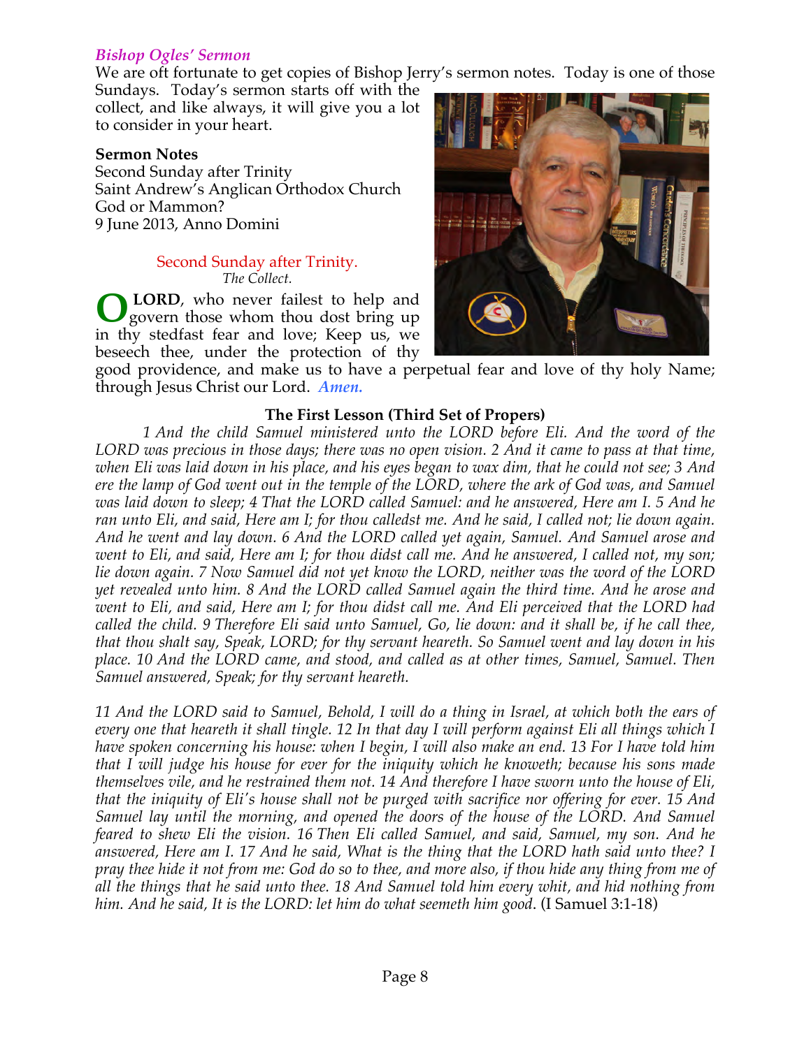### *Bishop Ogles' Sermon*

We are oft fortunate to get copies of Bishop Jerry's sermon notes. Today is one of those Sundays. Today's sermon starts off with the collect, and like always, it will give you a lot to consider in your heart.

**Sermon Notes**
Second Sunday after Trinity
Saint Andrew's Anglican Orthodox Church
God or Mammon?
9 June 2013, Anno Domini

Second Sunday after Trinity.
*The Collect.*

**O LORD**, who never failest to help and govern those whom thou dost bring up in thy stedfast fear and love; Keep us, we beseech thee, under the protection of thy good providence, and make us to have a perpetual fear and love of thy holy Name; through Jesus Christ our Lord. ***Amen.***

**The First Lesson (Third Set of Propers)**

*1 And the child Samuel ministered unto the LORD before Eli. And the word of the LORD was precious in those days; there was no open vision. 2 And it came to pass at that time, when Eli was laid down in his place, and his eyes began to wax dim, that he could not see; 3 And ere the lamp of God went out in the temple of the LORD, where the ark of God was, and Samuel was laid down to sleep; 4 That the LORD called Samuel: and he answered, Here am I. 5 And he ran unto Eli, and said, Here am I; for thou calledst me. And he said, I called not; lie down again. And he went and lay down. 6 And the LORD called yet again, Samuel. And Samuel arose and went to Eli, and said, Here am I; for thou didst call me. And he answered, I called not, my son; lie down again. 7 Now Samuel did not yet know the LORD, neither was the word of the LORD yet revealed unto him. 8 And the LORD called Samuel again the third time. And he arose and went to Eli, and said, Here am I; for thou didst call me. And Eli perceived that the LORD had called the child. 9 Therefore Eli said unto Samuel, Go, lie down: and it shall be, if he call thee, that thou shalt say, Speak, LORD; for thy servant heareth. So Samuel went and lay down in his place. 10 And the LORD came, and stood, and called as at other times, Samuel, Samuel. Then Samuel answered, Speak; for thy servant heareth.*

*11 And the LORD said to Samuel, Behold, I will do a thing in Israel, at which both the ears of every one that heareth it shall tingle. 12 In that day I will perform against Eli all things which I have spoken concerning his house: when I begin, I will also make an end. 13 For I have told him that I will judge his house for ever for the iniquity which he knoweth; because his sons made themselves vile, and he restrained them not. 14 And therefore I have sworn unto the house of Eli, that the iniquity of Eli's house shall not be purged with sacrifice nor offering for ever. 15 And Samuel lay until the morning, and opened the doors of the house of the LORD. And Samuel feared to shew Eli the vision. 16 Then Eli called Samuel, and said, Samuel, my son. And he answered, Here am I. 17 And he said, What is the thing that the LORD hath said unto thee? I pray thee hide it not from me: God do so to thee, and more also, if thou hide any thing from me of all the things that he said unto thee. 18 And Samuel told him every whit, and hid nothing from him. And he said, It is the LORD: let him do what seemeth him good*. (I Samuel 3:1-18)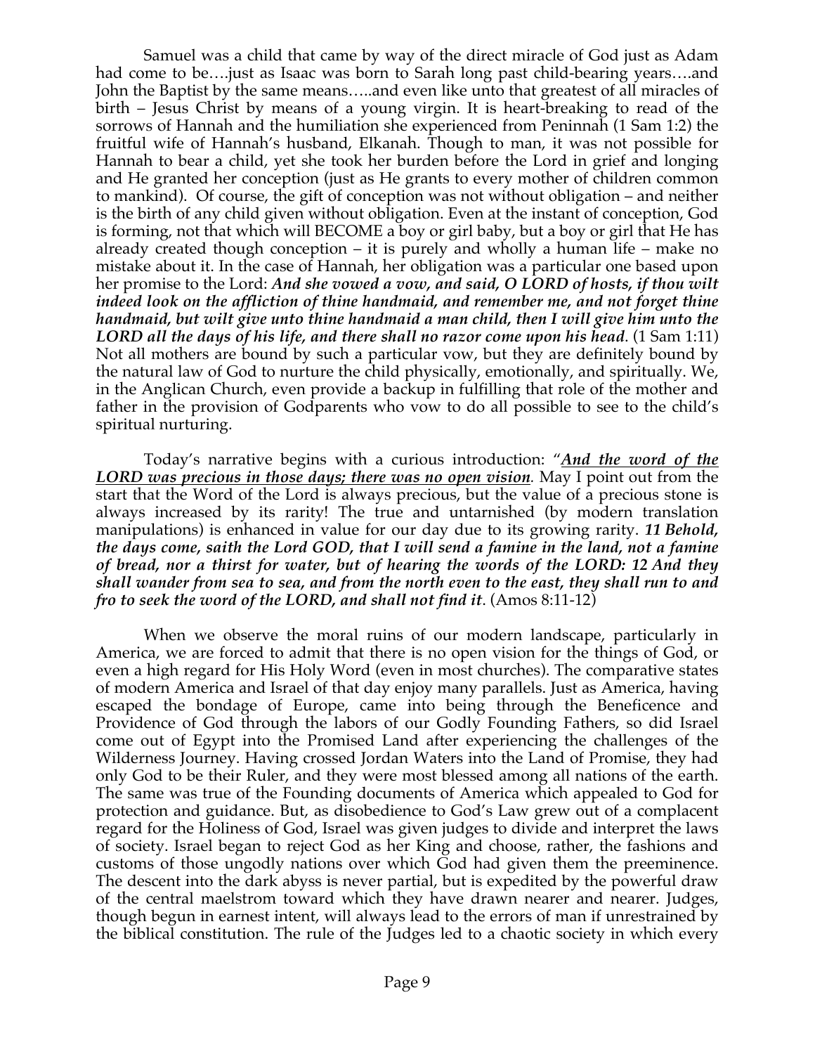Samuel was a child that came by way of the direct miracle of God just as Adam had come to be….just as Isaac was born to Sarah long past child-bearing years….and John the Baptist by the same means…..and even like unto that greatest of all miracles of birth – Jesus Christ by means of a young virgin. It is heart-breaking to read of the sorrows of Hannah and the humiliation she experienced from Peninnah (1 Sam 1:2) the fruitful wife of Hannah's husband, Elkanah. Though to man, it was not possible for Hannah to bear a child, yet she took her burden before the Lord in grief and longing and He granted her conception (just as He grants to every mother of children common to mankind). Of course, the gift of conception was not without obligation – and neither is the birth of any child given without obligation. Even at the instant of conception, God is forming, not that which will BECOME a boy or girl baby, but a boy or girl that He has already created though conception – it is purely and wholly a human life – make no mistake about it. In the case of Hannah, her obligation was a particular one based upon her promise to the Lord: ***And she vowed a vow, and said, O LORD of hosts, if thou wilt indeed look on the affliction of thine handmaid, and remember me, and not forget thine handmaid, but wilt give unto thine handmaid a man child, then I will give him unto the LORD all the days of his life, and there shall no razor come upon his head***. (1 Sam 1:11) Not all mothers are bound by such a particular vow, but they are definitely bound by the natural law of God to nurture the child physically, emotionally, and spiritually. We, in the Anglican Church, even provide a backup in fulfilling that role of the mother and father in the provision of Godparents who vow to do all possible to see to the child's spiritual nurturing.

Today's narrative begins with a curious introduction: "***<u>And the word of the LORD was precious in those days; there was no open vision</u>***. May I point out from the start that the Word of the Lord is always precious, but the value of a precious stone is always increased by its rarity! The true and untarnished (by modern translation manipulations) is enhanced in value for our day due to its growing rarity. ***11 Behold, the days come, saith the Lord GOD, that I will send a famine in the land, not a famine of bread, nor a thirst for water, but of hearing the words of the LORD: 12 And they shall wander from sea to sea, and from the north even to the east, they shall run to and fro to seek the word of the LORD, and shall not find it***. (Amos 8:11-12)

When we observe the moral ruins of our modern landscape, particularly in America, we are forced to admit that there is no open vision for the things of God, or even a high regard for His Holy Word (even in most churches). The comparative states of modern America and Israel of that day enjoy many parallels. Just as America, having escaped the bondage of Europe, came into being through the Beneficence and Providence of God through the labors of our Godly Founding Fathers, so did Israel come out of Egypt into the Promised Land after experiencing the challenges of the Wilderness Journey. Having crossed Jordan Waters into the Land of Promise, they had only God to be their Ruler, and they were most blessed among all nations of the earth. The same was true of the Founding documents of America which appealed to God for protection and guidance. But, as disobedience to God's Law grew out of a complacent regard for the Holiness of God, Israel was given judges to divide and interpret the laws of society. Israel began to reject God as her King and choose, rather, the fashions and customs of those ungodly nations over which God had given them the preeminence. The descent into the dark abyss is never partial, but is expedited by the powerful draw of the central maelstrom toward which they have drawn nearer and nearer. Judges, though begun in earnest intent, will always lead to the errors of man if unrestrained by the biblical constitution. The rule of the Judges led to a chaotic society in which every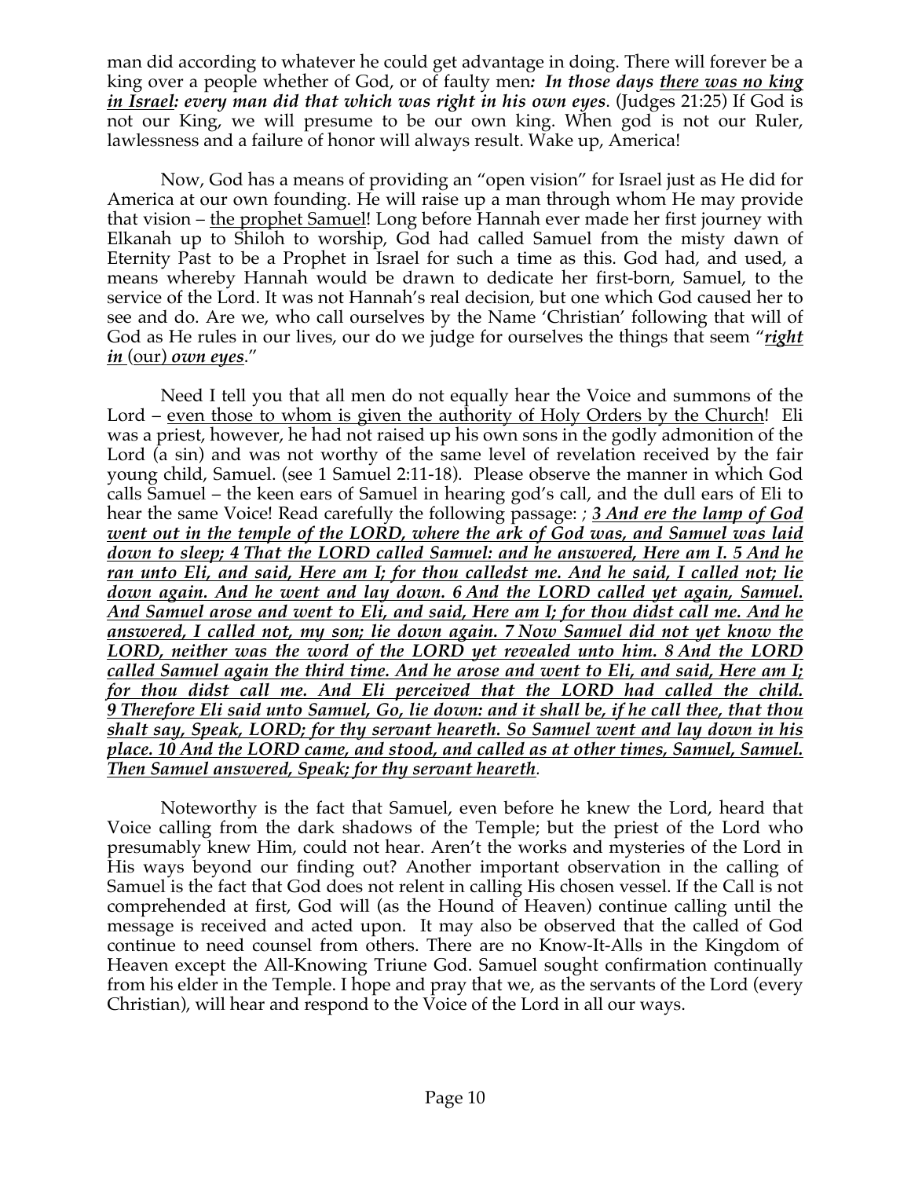man did according to whatever he could get advantage in doing. There will forever be a king over a people whether of God, or of faulty men*: **In those days <u>there was no king in Israel</u>: every man did that which was right in his own eyes**.* (Judges 21:25) If God is not our King, we will presume to be our own king. When god is not our Ruler, lawlessness and a failure of honor will always result. Wake up, America!

Now, God has a means of providing an "open vision" for Israel just as He did for America at our own founding. He will raise up a man through whom He may provide that vision – <u>the prophet Samuel</u>! Long before Hannah ever made her first journey with Elkanah up to Shiloh to worship, God had called Samuel from the misty dawn of Eternity Past to be a Prophet in Israel for such a time as this. God had, and used, a means whereby Hannah would be drawn to dedicate her first-born, Samuel, to the service of the Lord. It was not Hannah's real decision, but one which God caused her to see and do. Are we, who call ourselves by the Name 'Christian' following that will of God as He rules in our lives, our do we judge for ourselves the things that seem "***<u>right in</u>*** (our) ***<u>own eyes</u>***."

Need I tell you that all men do not equally hear the Voice and summons of the Lord – <u>even those to whom is given the authority of Holy Orders by the Church</u>! Eli was a priest, however, he had not raised up his own sons in the godly admonition of the Lord (a sin) and was not worthy of the same level of revelation received by the fair young child, Samuel. (see 1 Samuel 2:11-18). Please observe the manner in which God calls Samuel – the keen ears of Samuel in hearing god's call, and the dull ears of Eli to hear the same Voice! Read carefully the following passage: *;* ***<u>3 And ere the lamp of God went out in the temple of the LORD, where the ark of God was, and Samuel was laid down to sleep; 4 That the LORD called Samuel: and he answered, Here am I. 5 And he ran unto Eli, and said, Here am I; for thou calledst me. And he said, I called not; lie down again. And he went and lay down. 6 And the LORD called yet again, Samuel. And Samuel arose and went to Eli, and said, Here am I; for thou didst call me. And he answered, I called not, my son; lie down again. 7 Now Samuel did not yet know the LORD, neither was the word of the LORD yet revealed unto him. 8 And the LORD called Samuel again the third time. And he arose and went to Eli, and said, Here am I; for thou didst call me. And Eli perceived that the LORD had called the child. 9 Therefore Eli said unto Samuel, Go, lie down: and it shall be, if he call thee, that thou shalt say, Speak, LORD; for thy servant heareth. So Samuel went and lay down in his place. 10 And the LORD came, and stood, and called as at other times, Samuel, Samuel. Then Samuel answered, Speak; for thy servant heareth</u>***.

Noteworthy is the fact that Samuel, even before he knew the Lord, heard that Voice calling from the dark shadows of the Temple; but the priest of the Lord who presumably knew Him, could not hear. Aren't the works and mysteries of the Lord in His ways beyond our finding out? Another important observation in the calling of Samuel is the fact that God does not relent in calling His chosen vessel. If the Call is not comprehended at first, God will (as the Hound of Heaven) continue calling until the message is received and acted upon. It may also be observed that the called of God continue to need counsel from others. There are no Know-It-Alls in the Kingdom of Heaven except the All-Knowing Triune God. Samuel sought confirmation continually from his elder in the Temple. I hope and pray that we, as the servants of the Lord (every Christian), will hear and respond to the Voice of the Lord in all our ways.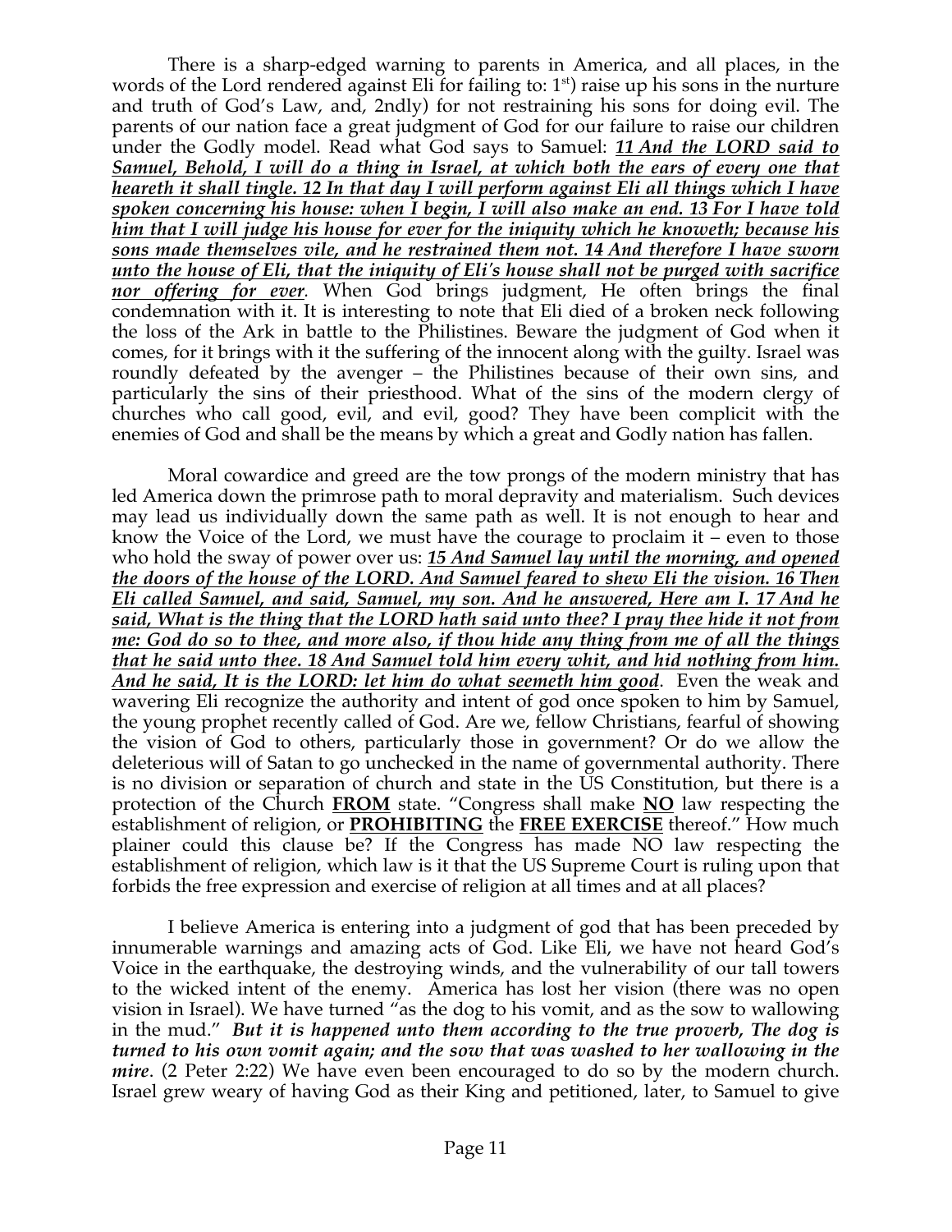There is a sharp-edged warning to parents in America, and all places, in the words of the Lord rendered against Eli for failing to: 1st) raise up his sons in the nurture and truth of God's Law, and, 2ndly) for not restraining his sons for doing evil. The parents of our nation face a great judgment of God for our failure to raise our children under the Godly model. Read what God says to Samuel: ***11 And the LORD said to Samuel, Behold, I will do a thing in Israel, at which both the ears of every one that heareth it shall tingle. 12 In that day I will perform against Eli all things which I have spoken concerning his house: when I begin, I will also make an end. 13 For I have told him that I will judge his house for ever for the iniquity which he knoweth; because his sons made themselves vile, and he restrained them not. 14 And therefore I have sworn unto the house of Eli, that the iniquity of Eli's house shall not be purged with sacrifice nor offering for ever***. When God brings judgment, He often brings the final condemnation with it. It is interesting to note that Eli died of a broken neck following the loss of the Ark in battle to the Philistines. Beware the judgment of God when it comes, for it brings with it the suffering of the innocent along with the guilty. Israel was roundly defeated by the avenger – the Philistines because of their own sins, and particularly the sins of their priesthood. What of the sins of the modern clergy of churches who call good, evil, and evil, good? They have been complicit with the enemies of God and shall be the means by which a great and Godly nation has fallen.

Moral cowardice and greed are the tow prongs of the modern ministry that has led America down the primrose path to moral depravity and materialism. Such devices may lead us individually down the same path as well. It is not enough to hear and know the Voice of the Lord, we must have the courage to proclaim it – even to those who hold the sway of power over us: ***15 And Samuel lay until the morning, and opened the doors of the house of the LORD. And Samuel feared to shew Eli the vision. 16 Then Eli called Samuel, and said, Samuel, my son. And he answered, Here am I. 17 And he said, What is the thing that the LORD hath said unto thee? I pray thee hide it not from me: God do so to thee, and more also, if thou hide any thing from me of all the things that he said unto thee. 18 And Samuel told him every whit, and hid nothing from him. And he said, It is the LORD: let him do what seemeth him good***. Even the weak and wavering Eli recognize the authority and intent of god once spoken to him by Samuel, the young prophet recently called of God. Are we, fellow Christians, fearful of showing the vision of God to others, particularly those in government? Or do we allow the deleterious will of Satan to go unchecked in the name of governmental authority. There is no division or separation of church and state in the US Constitution, but there is a protection of the Church **FROM** state. "Congress shall make **NO** law respecting the establishment of religion, or **PROHIBITING** the **FREE EXERCISE** thereof." How much plainer could this clause be? If the Congress has made NO law respecting the establishment of religion, which law is it that the US Supreme Court is ruling upon that forbids the free expression and exercise of religion at all times and at all places?

I believe America is entering into a judgment of god that has been preceded by innumerable warnings and amazing acts of God. Like Eli, we have not heard God's Voice in the earthquake, the destroying winds, and the vulnerability of our tall towers to the wicked intent of the enemy. America has lost her vision (there was no open vision in Israel). We have turned "as the dog to his vomit, and as the sow to wallowing in the mud." ***But it is happened unto them according to the true proverb, The dog is turned to his own vomit again; and the sow that was washed to her wallowing in the mire***. (2 Peter 2:22) We have even been encouraged to do so by the modern church. Israel grew weary of having God as their King and petitioned, later, to Samuel to give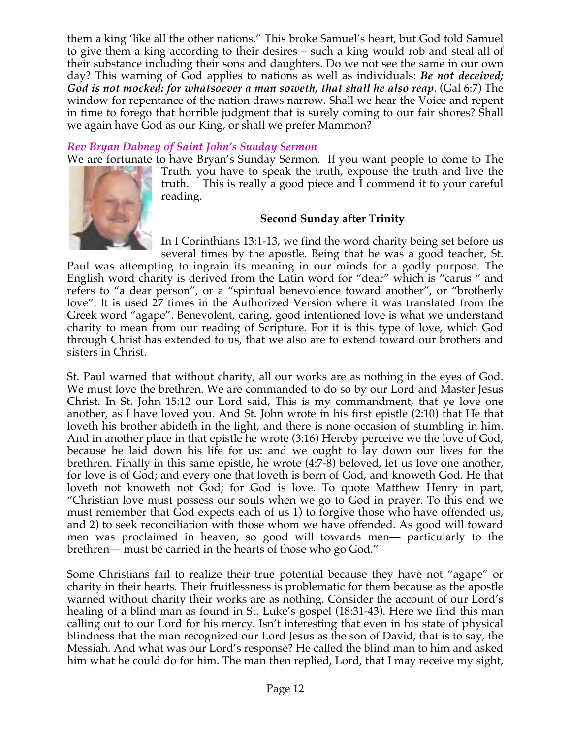them a king 'like all the other nations." This broke Samuel's heart, but God told Samuel to give them a king according to their desires – such a king would rob and steal all of their substance including their sons and daughters. Do we not see the same in our own day? This warning of God applies to nations as well as individuals: ***Be not deceived; God is not mocked: for whatsoever a man soweth, that shall he also reap***. (Gal 6:7) The window for repentance of the nation draws narrow. Shall we hear the Voice and repent in time to forego that horrible judgment that is surely coming to our fair shores? Shall we again have God as our King, or shall we prefer Mammon?

### *Rev Bryan Dabney of Saint John's Sunday Sermon*

We are fortunate to have Bryan's Sunday Sermon. If you want people to come to The Truth, you have to speak the truth, expouse the truth and live the truth. This is really a good piece and I commend it to your careful reading.

**Second Sunday after Trinity**

In I Corinthians 13:1-13, we find the word charity being set before us several times by the apostle. Being that he was a good teacher, St. Paul was attempting to ingrain its meaning in our minds for a godly purpose. The English word charity is derived from the Latin word for "dear" which is "carus " and refers to "a dear person", or a "spiritual benevolence toward another", or "brotherly love". It is used 27 times in the Authorized Version where it was translated from the Greek word "agape". Benevolent, caring, good intentioned love is what we understand charity to mean from our reading of Scripture. For it is this type of love, which God through Christ has extended to us, that we also are to extend toward our brothers and sisters in Christ.

St. Paul warned that without charity, all our works are as nothing in the eyes of God. We must love the brethren. We are commanded to do so by our Lord and Master Jesus Christ. In St. John 15:12 our Lord said, This is my commandment, that ye love one another, as I have loved you. And St. John wrote in his first epistle (2:10) that He that loveth his brother abideth in the light, and there is none occasion of stumbling in him. And in another place in that epistle he wrote (3:16) Hereby perceive we the love of God, because he laid down his life for us: and we ought to lay down our lives for the brethren. Finally in this same epistle, he wrote (4:7-8) beloved, let us love one another, for love is of God; and every one that loveth is born of God, and knoweth God. He that loveth not knoweth not God; for God is love. To quote Matthew Henry in part, "Christian love must possess our souls when we go to God in prayer. To this end we must remember that God expects each of us 1) to forgive those who have offended us, and 2) to seek reconciliation with those whom we have offended. As good will toward men was proclaimed in heaven, so good will towards men— particularly to the brethren— must be carried in the hearts of those who go God."

Some Christians fail to realize their true potential because they have not "agape" or charity in their hearts. Their fruitlessness is problematic for them because as the apostle warned without charity their works are as nothing. Consider the account of our Lord's healing of a blind man as found in St. Luke's gospel (18:31-43). Here we find this man calling out to our Lord for his mercy. Isn't interesting that even in his state of physical blindness that the man recognized our Lord Jesus as the son of David, that is to say, the Messiah. And what was our Lord's response? He called the blind man to him and asked him what he could do for him. The man then replied, Lord, that I may receive my sight,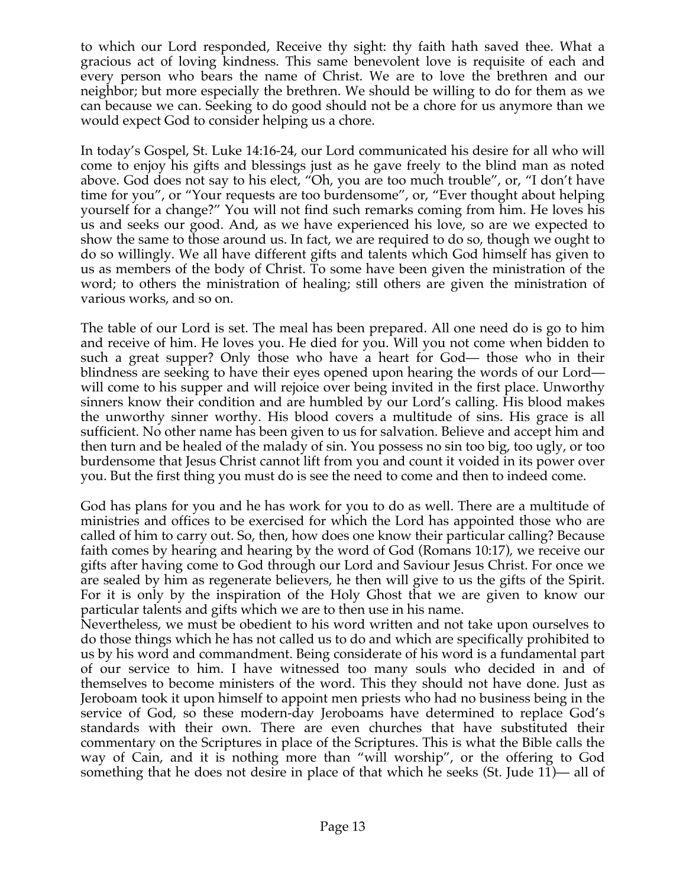to which our Lord responded, Receive thy sight: thy faith hath saved thee. What a gracious act of loving kindness. This same benevolent love is requisite of each and every person who bears the name of Christ. We are to love the brethren and our neighbor; but more especially the brethren. We should be willing to do for them as we can because we can. Seeking to do good should not be a chore for us anymore than we would expect God to consider helping us a chore.

In today's Gospel, St. Luke 14:16-24, our Lord communicated his desire for all who will come to enjoy his gifts and blessings just as he gave freely to the blind man as noted above. God does not say to his elect, "Oh, you are too much trouble", or, "I don't have time for you", or "Your requests are too burdensome", or, "Ever thought about helping yourself for a change?" You will not find such remarks coming from him. He loves his us and seeks our good. And, as we have experienced his love, so are we expected to show the same to those around us. In fact, we are required to do so, though we ought to do so willingly. We all have different gifts and talents which God himself has given to us as members of the body of Christ. To some have been given the ministration of the word; to others the ministration of healing; still others are given the ministration of various works, and so on.

The table of our Lord is set. The meal has been prepared. All one need do is go to him and receive of him. He loves you. He died for you. Will you not come when bidden to such a great supper? Only those who have a heart for God— those who in their blindness are seeking to have their eyes opened upon hearing the words of our Lord— will come to his supper and will rejoice over being invited in the first place. Unworthy sinners know their condition and are humbled by our Lord's calling. His blood makes the unworthy sinner worthy. His blood covers a multitude of sins. His grace is all sufficient. No other name has been given to us for salvation. Believe and accept him and then turn and be healed of the malady of sin. You possess no sin too big, too ugly, or too burdensome that Jesus Christ cannot lift from you and count it voided in its power over you. But the first thing you must do is see the need to come and then to indeed come.

God has plans for you and he has work for you to do as well. There are a multitude of ministries and offices to be exercised for which the Lord has appointed those who are called of him to carry out. So, then, how does one know their particular calling? Because faith comes by hearing and hearing by the word of God (Romans 10:17), we receive our gifts after having come to God through our Lord and Saviour Jesus Christ. For once we are sealed by him as regenerate believers, he then will give to us the gifts of the Spirit. For it is only by the inspiration of the Holy Ghost that we are given to know our particular talents and gifts which we are to then use in his name.

Nevertheless, we must be obedient to his word written and not take upon ourselves to do those things which he has not called us to do and which are specifically prohibited to us by his word and commandment. Being considerate of his word is a fundamental part of our service to him. I have witnessed too many souls who decided in and of themselves to become ministers of the word. This they should not have done. Just as Jeroboam took it upon himself to appoint men priests who had no business being in the service of God, so these modern-day Jeroboams have determined to replace God's standards with their own. There are even churches that have substituted their commentary on the Scriptures in place of the Scriptures. This is what the Bible calls the way of Cain, and it is nothing more than "will worship", or the offering to God something that he does not desire in place of that which he seeks (St. Jude 11)— all of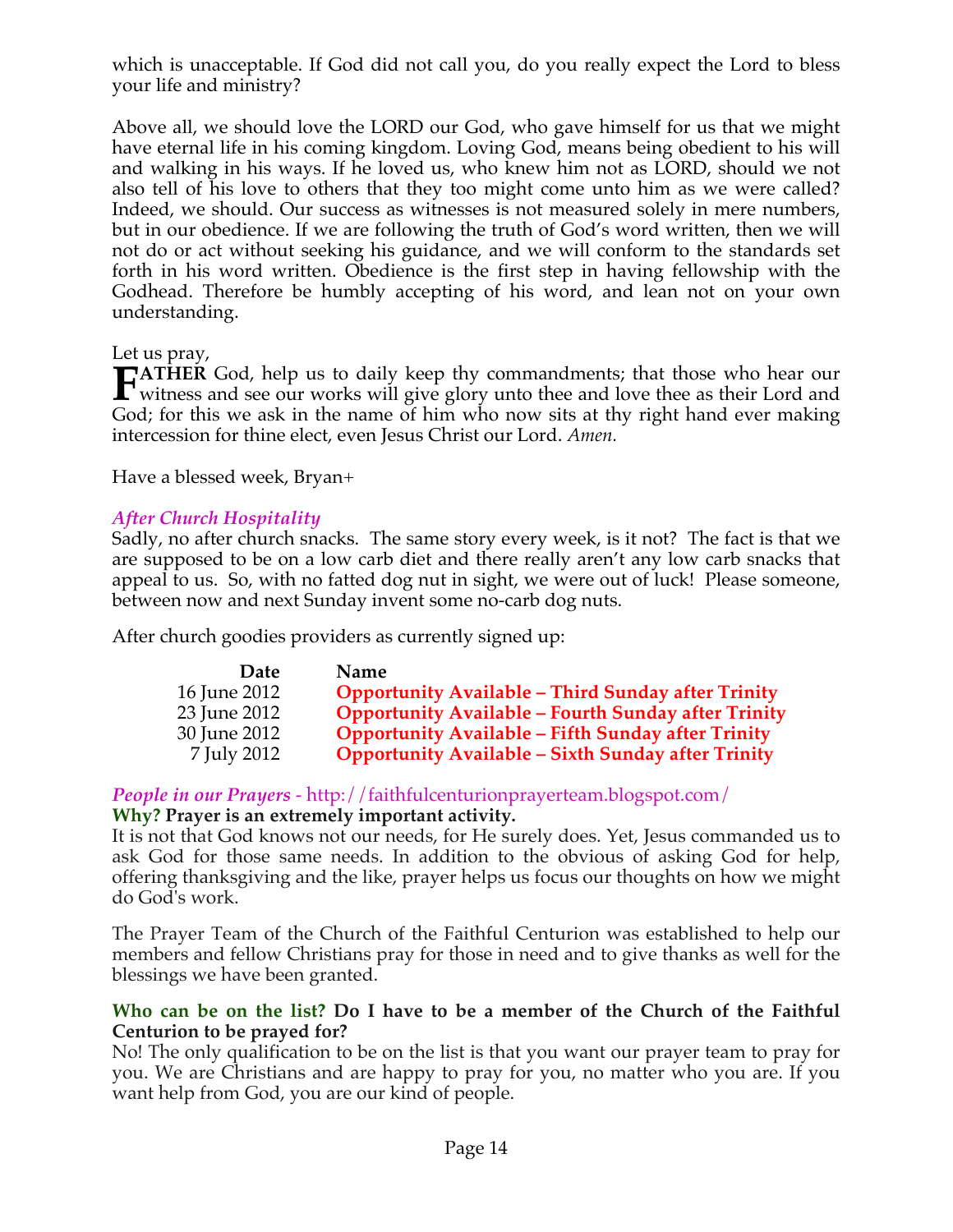which is unacceptable. If God did not call you, do you really expect the Lord to bless your life and ministry?

Above all, we should love the LORD our God, who gave himself for us that we might have eternal life in his coming kingdom. Loving God, means being obedient to his will and walking in his ways. If he loved us, who knew him not as LORD, should we not also tell of his love to others that they too might come unto him as we were called? Indeed, we should. Our success as witnesses is not measured solely in mere numbers, but in our obedience. If we are following the truth of God's word written, then we will not do or act without seeking his guidance, and we will conform to the standards set forth in his word written. Obedience is the first step in having fellowship with the Godhead. Therefore be humbly accepting of his word, and lean not on your own understanding.

Let us pray,

**FATHER** God, help us to daily keep thy commandments; that those who hear our witness and see our works will give glory unto thee and love thee as their Lord and God; for this we ask in the name of him who now sits at thy right hand ever making intercession for thine elect, even Jesus Christ our Lord. *Amen.*

Have a blessed week, Bryan+

## *After Church Hospitality*

Sadly, no after church snacks. The same story every week, is it not? The fact is that we are supposed to be on a low carb diet and there really aren't any low carb snacks that appeal to us. So, with no fatted dog nut in sight, we were out of luck! Please someone, between now and next Sunday invent some no-carb dog nuts.

After church goodies providers as currently signed up:

| Date | Name |
|---|---|
| 16 June 2012 | **Opportunity Available – Third Sunday after Trinity** |
| 23 June 2012 | **Opportunity Available – Fourth Sunday after Trinity** |
| 30 June 2012 | **Opportunity Available – Fifth Sunday after Trinity** |
| 7 July 2012 | **Opportunity Available – Sixth Sunday after Trinity** |

## *People in our Prayers* - http://faithfulcenturionprayerteam.blogspot.com/

**Why? Prayer is an extremely important activity.**

It is not that God knows not our needs, for He surely does. Yet, Jesus commanded us to ask God for those same needs. In addition to the obvious of asking God for help, offering thanksgiving and the like, prayer helps us focus our thoughts on how we might do God's work.

The Prayer Team of the Church of the Faithful Centurion was established to help our members and fellow Christians pray for those in need and to give thanks as well for the blessings we have been granted.

**Who can be on the list? Do I have to be a member of the Church of the Faithful Centurion to be prayed for?**

No! The only qualification to be on the list is that you want our prayer team to pray for you. We are Christians and are happy to pray for you, no matter who you are. If you want help from God, you are our kind of people.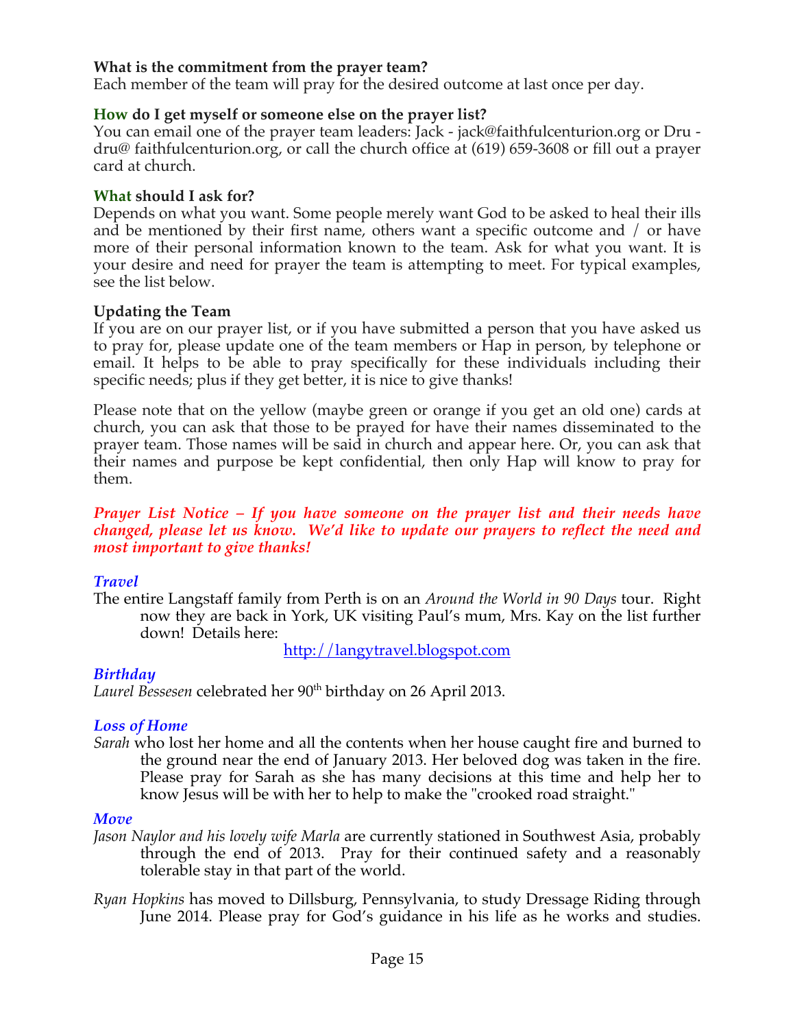**What is the commitment from the prayer team?**
Each member of the team will pray for the desired outcome at last once per day.

**How do I get myself or someone else on the prayer list?**
You can email one of the prayer team leaders: Jack - jack@faithfulcenturion.org or Dru - dru@ faithfulcenturion.org, or call the church office at (619) 659-3608 or fill out a prayer card at church.

**What should I ask for?**
Depends on what you want. Some people merely want God to be asked to heal their ills and be mentioned by their first name, others want a specific outcome and / or have more of their personal information known to the team. Ask for what you want. It is your desire and need for prayer the team is attempting to meet. For typical examples, see the list below.

**Updating the Team**
If you are on our prayer list, or if you have submitted a person that you have asked us to pray for, please update one of the team members or Hap in person, by telephone or email. It helps to be able to pray specifically for these individuals including their specific needs; plus if they get better, it is nice to give thanks!

Please note that on the yellow (maybe green or orange if you get an old one) cards at church, you can ask that those to be prayed for have their names disseminated to the prayer team. Those names will be said in church and appear here. Or, you can ask that their names and purpose be kept confidential, then only Hap will know to pray for them.

***Prayer List Notice – If you have someone on the prayer list and their needs have changed, please let us know. We'd like to update our prayers to reflect the need and most important to give thanks!***

*Travel*

The entire Langstaff family from Perth is on an *Around the World in 90 Days* tour. Right now they are back in York, UK visiting Paul's mum, Mrs. Kay on the list further down! Details here:

http://langytravel.blogspot.com

*Birthday*

*Laurel Bessesen* celebrated her 90th birthday on 26 April 2013.

*Loss of Home*

*Sarah* who lost her home and all the contents when her house caught fire and burned to the ground near the end of January 2013. Her beloved dog was taken in the fire. Please pray for Sarah as she has many decisions at this time and help her to know Jesus will be with her to help to make the "crooked road straight."

*Move*

*Jason Naylor and his lovely wife Marla* are currently stationed in Southwest Asia, probably through the end of 2013. Pray for their continued safety and a reasonably tolerable stay in that part of the world.

*Ryan Hopkins* has moved to Dillsburg, Pennsylvania, to study Dressage Riding through June 2014. Please pray for God's guidance in his life as he works and studies.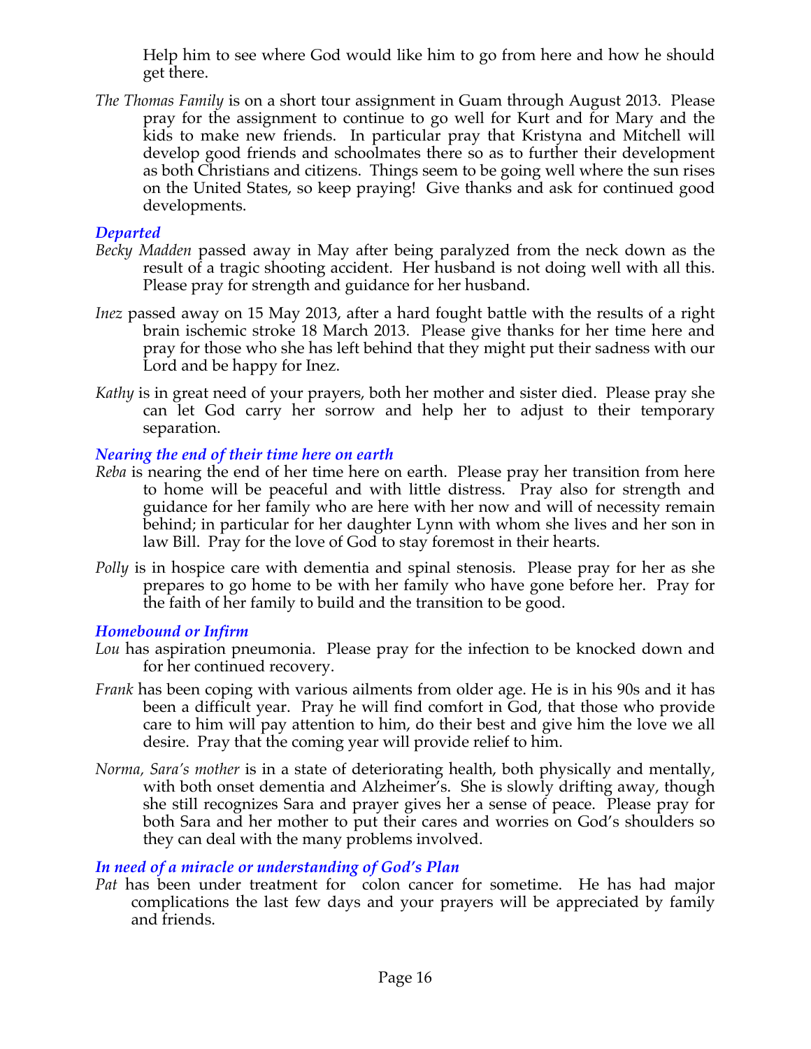Help him to see where God would like him to go from here and how he should get there.

*The Thomas Family* is on a short tour assignment in Guam through August 2013. Please pray for the assignment to continue to go well for Kurt and for Mary and the kids to make new friends. In particular pray that Kristyna and Mitchell will develop good friends and schoolmates there so as to further their development as both Christians and citizens. Things seem to be going well where the sun rises on the United States, so keep praying! Give thanks and ask for continued good developments.

### *Departed*

*Becky Madden* passed away in May after being paralyzed from the neck down as the result of a tragic shooting accident. Her husband is not doing well with all this. Please pray for strength and guidance for her husband.

*Inez* passed away on 15 May 2013, after a hard fought battle with the results of a right brain ischemic stroke 18 March 2013. Please give thanks for her time here and pray for those who she has left behind that they might put their sadness with our Lord and be happy for Inez.

*Kathy* is in great need of your prayers, both her mother and sister died. Please pray she can let God carry her sorrow and help her to adjust to their temporary separation.

### *Nearing the end of their time here on earth*

*Reba* is nearing the end of her time here on earth. Please pray her transition from here to home will be peaceful and with little distress. Pray also for strength and guidance for her family who are here with her now and will of necessity remain behind; in particular for her daughter Lynn with whom she lives and her son in law Bill. Pray for the love of God to stay foremost in their hearts.

*Polly* is in hospice care with dementia and spinal stenosis. Please pray for her as she prepares to go home to be with her family who have gone before her. Pray for the faith of her family to build and the transition to be good.

### *Homebound or Infirm*

*Lou* has aspiration pneumonia. Please pray for the infection to be knocked down and for her continued recovery.

*Frank* has been coping with various ailments from older age. He is in his 90s and it has been a difficult year. Pray he will find comfort in God, that those who provide care to him will pay attention to him, do their best and give him the love we all desire. Pray that the coming year will provide relief to him.

*Norma, Sara's mother* is in a state of deteriorating health, both physically and mentally, with both onset dementia and Alzheimer's. She is slowly drifting away, though she still recognizes Sara and prayer gives her a sense of peace. Please pray for both Sara and her mother to put their cares and worries on God's shoulders so they can deal with the many problems involved.

### *In need of a miracle or understanding of God's Plan*

*Pat* has been under treatment for colon cancer for sometime. He has had major complications the last few days and your prayers will be appreciated by family and friends.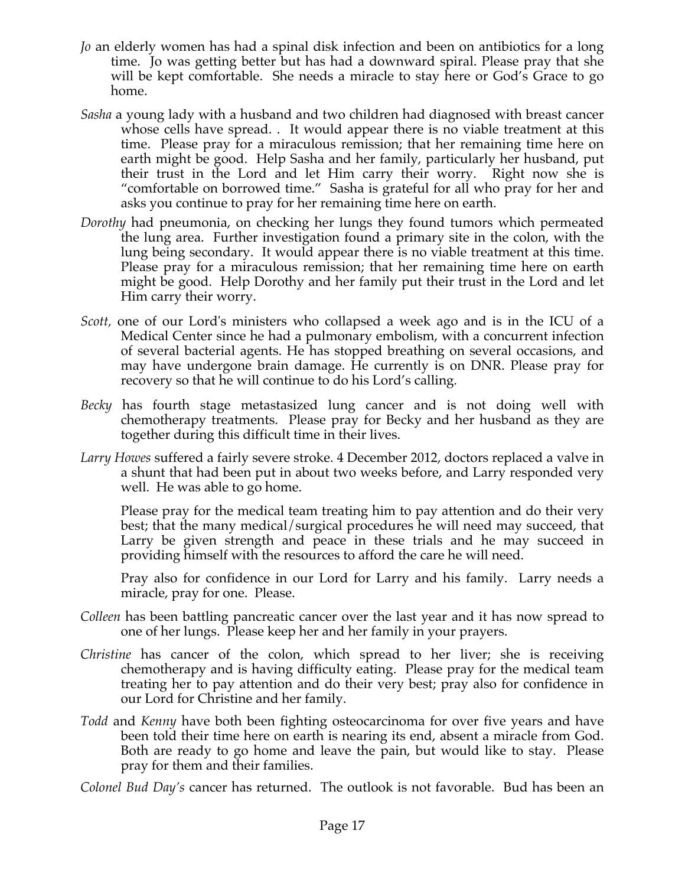*Jo* an elderly women has had a spinal disk infection and been on antibiotics for a long time. Jo was getting better but has had a downward spiral. Please pray that she will be kept comfortable. She needs a miracle to stay here or God's Grace to go home.

*Sasha* a young lady with a husband and two children had diagnosed with breast cancer whose cells have spread. . It would appear there is no viable treatment at this time. Please pray for a miraculous remission; that her remaining time here on earth might be good. Help Sasha and her family, particularly her husband, put their trust in the Lord and let Him carry their worry. Right now she is "comfortable on borrowed time." Sasha is grateful for all who pray for her and asks you continue to pray for her remaining time here on earth.

*Dorothy* had pneumonia, on checking her lungs they found tumors which permeated the lung area. Further investigation found a primary site in the colon, with the lung being secondary. It would appear there is no viable treatment at this time. Please pray for a miraculous remission; that her remaining time here on earth might be good. Help Dorothy and her family put their trust in the Lord and let Him carry their worry.

*Scott,* one of our Lord's ministers who collapsed a week ago and is in the ICU of a Medical Center since he had a pulmonary embolism, with a concurrent infection of several bacterial agents. He has stopped breathing on several occasions, and may have undergone brain damage. He currently is on DNR. Please pray for recovery so that he will continue to do his Lord's calling.

*Becky* has fourth stage metastasized lung cancer and is not doing well with chemotherapy treatments. Please pray for Becky and her husband as they are together during this difficult time in their lives.

*Larry Howes* suffered a fairly severe stroke. 4 December 2012, doctors replaced a valve in a shunt that had been put in about two weeks before, and Larry responded very well. He was able to go home.

Please pray for the medical team treating him to pay attention and do their very best; that the many medical/surgical procedures he will need may succeed, that Larry be given strength and peace in these trials and he may succeed in providing himself with the resources to afford the care he will need.

Pray also for confidence in our Lord for Larry and his family. Larry needs a miracle, pray for one. Please.

*Colleen* has been battling pancreatic cancer over the last year and it has now spread to one of her lungs. Please keep her and her family in your prayers.

*Christine* has cancer of the colon, which spread to her liver; she is receiving chemotherapy and is having difficulty eating. Please pray for the medical team treating her to pay attention and do their very best; pray also for confidence in our Lord for Christine and her family.

*Todd* and *Kenny* have both been fighting osteocarcinoma for over five years and have been told their time here on earth is nearing its end, absent a miracle from God. Both are ready to go home and leave the pain, but would like to stay. Please pray for them and their families.

*Colonel Bud Day's* cancer has returned. The outlook is not favorable. Bud has been an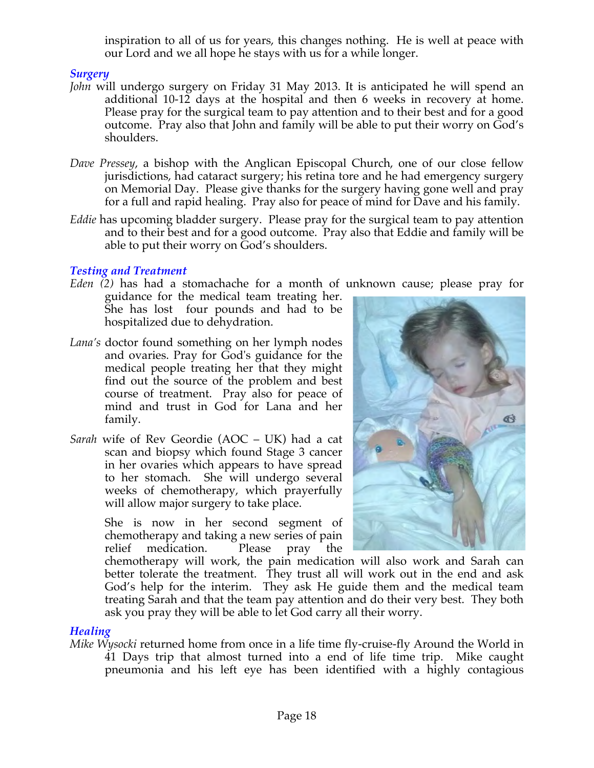inspiration to all of us for years, this changes nothing. He is well at peace with our Lord and we all hope he stays with us for a while longer.

### *Surgery*

*John* will undergo surgery on Friday 31 May 2013. It is anticipated he will spend an additional 10-12 days at the hospital and then 6 weeks in recovery at home. Please pray for the surgical team to pay attention and to their best and for a good outcome. Pray also that John and family will be able to put their worry on God's shoulders.

*Dave Pressey*, a bishop with the Anglican Episcopal Church, one of our close fellow jurisdictions, had cataract surgery; his retina tore and he had emergency surgery on Memorial Day. Please give thanks for the surgery having gone well and pray for a full and rapid healing. Pray also for peace of mind for Dave and his family.

*Eddie* has upcoming bladder surgery. Please pray for the surgical team to pay attention and to their best and for a good outcome. Pray also that Eddie and family will be able to put their worry on God's shoulders.

### *Testing and Treatment*

*Eden (2)* has had a stomachache for a month of unknown cause; please pray for guidance for the medical team treating her. She has lost four pounds and had to be hospitalized due to dehydration.

*Lana's* doctor found something on her lymph nodes and ovaries. Pray for God's guidance for the medical people treating her that they might find out the source of the problem and best course of treatment. Pray also for peace of mind and trust in God for Lana and her family.

*Sarah* wife of Rev Geordie (AOC – UK) had a cat scan and biopsy which found Stage 3 cancer in her ovaries which appears to have spread to her stomach. She will undergo several weeks of chemotherapy, which prayerfully will allow major surgery to take place.

She is now in her second segment of chemotherapy and taking a new series of pain relief medication. Please pray the chemotherapy will work, the pain medication will also work and Sarah can better tolerate the treatment. They trust all will work out in the end and ask God's help for the interim. They ask He guide them and the medical team treating Sarah and that the team pay attention and do their very best. They both ask you pray they will be able to let God carry all their worry.

### *Healing*

*Mike Wysocki* returned home from once in a life time fly-cruise-fly Around the World in 41 Days trip that almost turned into a end of life time trip. Mike caught pneumonia and his left eye has been identified with a highly contagious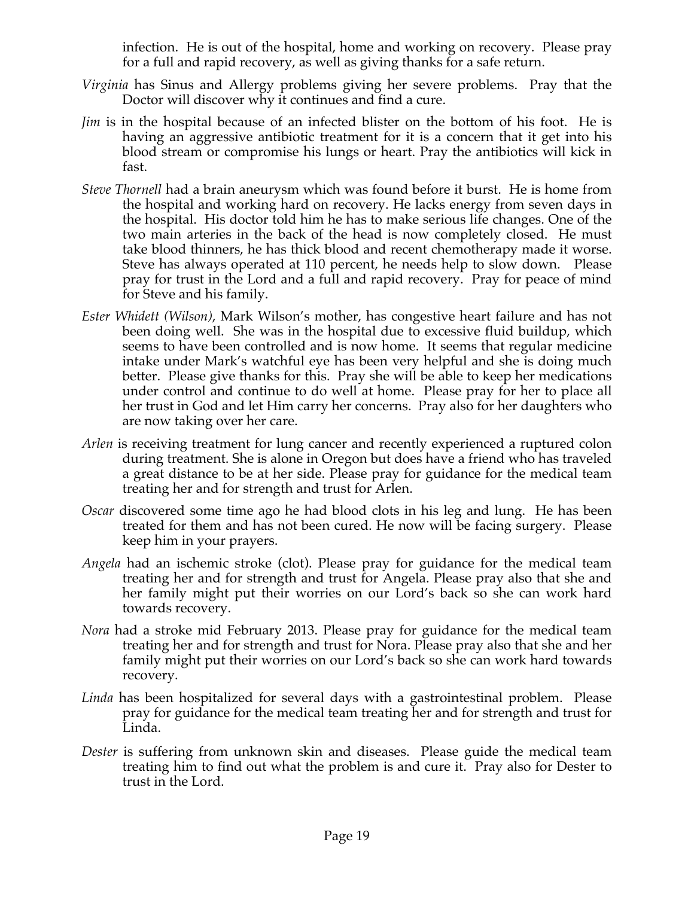infection. He is out of the hospital, home and working on recovery. Please pray for a full and rapid recovery, as well as giving thanks for a safe return.

*Virginia* has Sinus and Allergy problems giving her severe problems. Pray that the Doctor will discover why it continues and find a cure.

*Jim* is in the hospital because of an infected blister on the bottom of his foot. He is having an aggressive antibiotic treatment for it is a concern that it get into his blood stream or compromise his lungs or heart. Pray the antibiotics will kick in fast.

*Steve Thornell* had a brain aneurysm which was found before it burst. He is home from the hospital and working hard on recovery. He lacks energy from seven days in the hospital. His doctor told him he has to make serious life changes. One of the two main arteries in the back of the head is now completely closed. He must take blood thinners, he has thick blood and recent chemotherapy made it worse. Steve has always operated at 110 percent, he needs help to slow down. Please pray for trust in the Lord and a full and rapid recovery. Pray for peace of mind for Steve and his family.

*Ester Whidett (Wilson)*, Mark Wilson's mother, has congestive heart failure and has not been doing well. She was in the hospital due to excessive fluid buildup, which seems to have been controlled and is now home. It seems that regular medicine intake under Mark's watchful eye has been very helpful and she is doing much better. Please give thanks for this. Pray she will be able to keep her medications under control and continue to do well at home. Please pray for her to place all her trust in God and let Him carry her concerns. Pray also for her daughters who are now taking over her care.

*Arlen* is receiving treatment for lung cancer and recently experienced a ruptured colon during treatment. She is alone in Oregon but does have a friend who has traveled a great distance to be at her side. Please pray for guidance for the medical team treating her and for strength and trust for Arlen.

*Oscar* discovered some time ago he had blood clots in his leg and lung. He has been treated for them and has not been cured. He now will be facing surgery. Please keep him in your prayers.

*Angela* had an ischemic stroke (clot). Please pray for guidance for the medical team treating her and for strength and trust for Angela. Please pray also that she and her family might put their worries on our Lord's back so she can work hard towards recovery.

*Nora* had a stroke mid February 2013. Please pray for guidance for the medical team treating her and for strength and trust for Nora. Please pray also that she and her family might put their worries on our Lord's back so she can work hard towards recovery.

*Linda* has been hospitalized for several days with a gastrointestinal problem. Please pray for guidance for the medical team treating her and for strength and trust for Linda.

*Dester* is suffering from unknown skin and diseases. Please guide the medical team treating him to find out what the problem is and cure it. Pray also for Dester to trust in the Lord.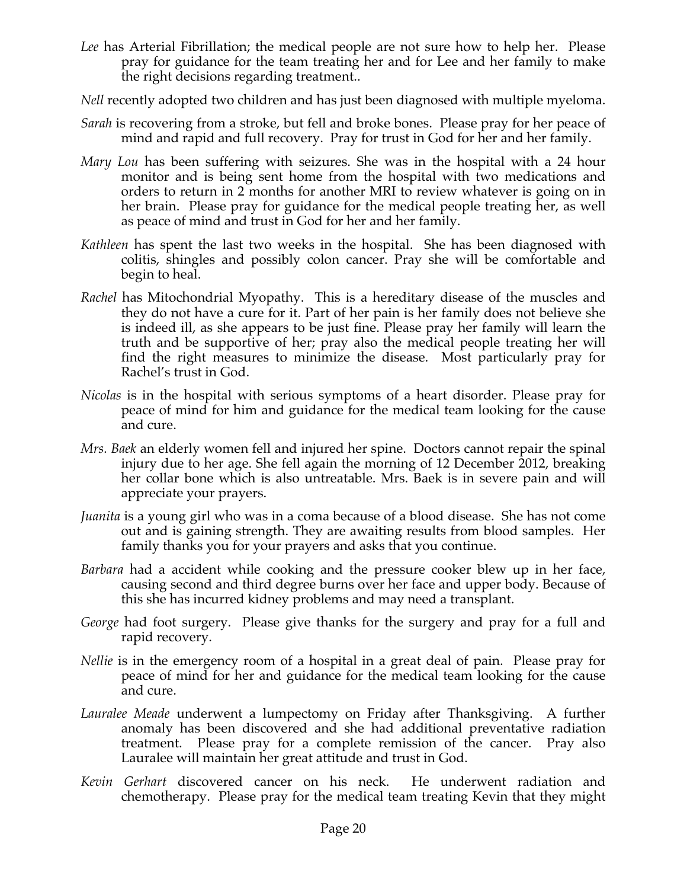*Lee* has Arterial Fibrillation; the medical people are not sure how to help her. Please pray for guidance for the team treating her and for Lee and her family to make the right decisions regarding treatment..

*Nell* recently adopted two children and has just been diagnosed with multiple myeloma.

*Sarah* is recovering from a stroke, but fell and broke bones. Please pray for her peace of mind and rapid and full recovery. Pray for trust in God for her and her family.

*Mary Lou* has been suffering with seizures. She was in the hospital with a 24 hour monitor and is being sent home from the hospital with two medications and orders to return in 2 months for another MRI to review whatever is going on in her brain. Please pray for guidance for the medical people treating her, as well as peace of mind and trust in God for her and her family.

*Kathleen* has spent the last two weeks in the hospital. She has been diagnosed with colitis, shingles and possibly colon cancer. Pray she will be comfortable and begin to heal.

*Rachel* has Mitochondrial Myopathy. This is a hereditary disease of the muscles and they do not have a cure for it. Part of her pain is her family does not believe she is indeed ill, as she appears to be just fine. Please pray her family will learn the truth and be supportive of her; pray also the medical people treating her will find the right measures to minimize the disease. Most particularly pray for Rachel's trust in God.

*Nicolas* is in the hospital with serious symptoms of a heart disorder. Please pray for peace of mind for him and guidance for the medical team looking for the cause and cure.

*Mrs. Baek* an elderly women fell and injured her spine. Doctors cannot repair the spinal injury due to her age. She fell again the morning of 12 December 2012, breaking her collar bone which is also untreatable. Mrs. Baek is in severe pain and will appreciate your prayers.

*Juanita* is a young girl who was in a coma because of a blood disease. She has not come out and is gaining strength. They are awaiting results from blood samples. Her family thanks you for your prayers and asks that you continue.

*Barbara* had a accident while cooking and the pressure cooker blew up in her face, causing second and third degree burns over her face and upper body. Because of this she has incurred kidney problems and may need a transplant.

*George* had foot surgery. Please give thanks for the surgery and pray for a full and rapid recovery.

*Nellie* is in the emergency room of a hospital in a great deal of pain. Please pray for peace of mind for her and guidance for the medical team looking for the cause and cure.

*Lauralee Meade* underwent a lumpectomy on Friday after Thanksgiving. A further anomaly has been discovered and she had additional preventative radiation treatment. Please pray for a complete remission of the cancer. Pray also Lauralee will maintain her great attitude and trust in God.

*Kevin Gerhart* discovered cancer on his neck. He underwent radiation and chemotherapy. Please pray for the medical team treating Kevin that they might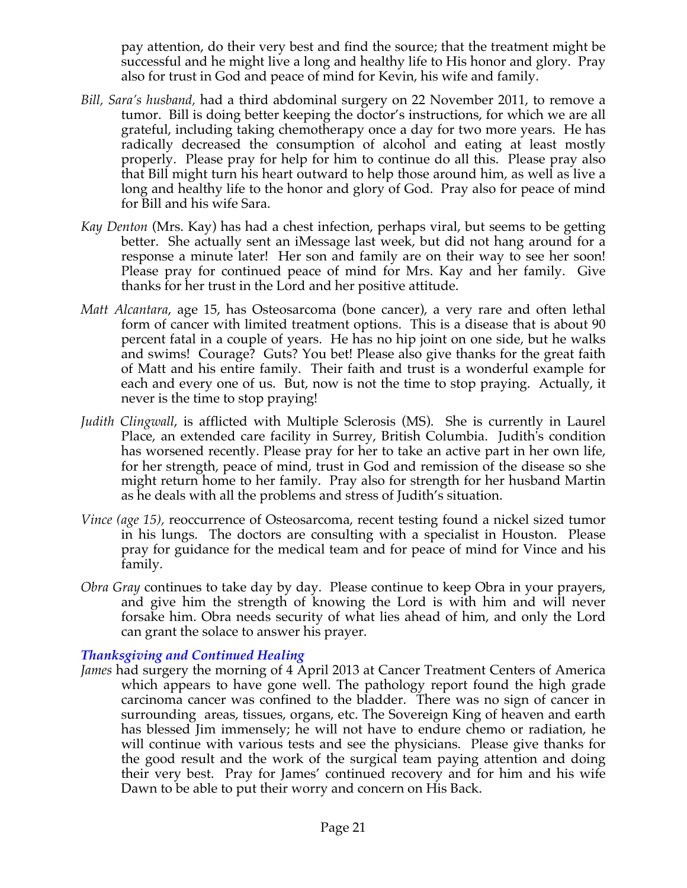pay attention, do their very best and find the source; that the treatment might be successful and he might live a long and healthy life to His honor and glory. Pray also for trust in God and peace of mind for Kevin, his wife and family.

*Bill, Sara's husband,* had a third abdominal surgery on 22 November 2011, to remove a tumor. Bill is doing better keeping the doctor's instructions, for which we are all grateful, including taking chemotherapy once a day for two more years. He has radically decreased the consumption of alcohol and eating at least mostly properly. Please pray for help for him to continue do all this. Please pray also that Bill might turn his heart outward to help those around him, as well as live a long and healthy life to the honor and glory of God. Pray also for peace of mind for Bill and his wife Sara.

*Kay Denton* (Mrs. Kay) has had a chest infection, perhaps viral, but seems to be getting better. She actually sent an iMessage last week, but did not hang around for a response a minute later! Her son and family are on their way to see her soon! Please pray for continued peace of mind for Mrs. Kay and her family. Give thanks for her trust in the Lord and her positive attitude.

*Matt Alcantara*, age 15, has Osteosarcoma (bone cancer), a very rare and often lethal form of cancer with limited treatment options. This is a disease that is about 90 percent fatal in a couple of years. He has no hip joint on one side, but he walks and swims! Courage? Guts? You bet! Please also give thanks for the great faith of Matt and his entire family. Their faith and trust is a wonderful example for each and every one of us. But, now is not the time to stop praying. Actually, it never is the time to stop praying!

*Judith Clingwall*, is afflicted with Multiple Sclerosis (MS). She is currently in Laurel Place, an extended care facility in Surrey, British Columbia. Judith's condition has worsened recently. Please pray for her to take an active part in her own life, for her strength, peace of mind, trust in God and remission of the disease so she might return home to her family. Pray also for strength for her husband Martin as he deals with all the problems and stress of Judith's situation.

*Vince (age 15),* reoccurrence of Osteosarcoma, recent testing found a nickel sized tumor in his lungs. The doctors are consulting with a specialist in Houston. Please pray for guidance for the medical team and for peace of mind for Vince and his family.

*Obra Gray* continues to take day by day. Please continue to keep Obra in your prayers, and give him the strength of knowing the Lord is with him and will never forsake him. Obra needs security of what lies ahead of him, and only the Lord can grant the solace to answer his prayer.

### *Thanksgiving and Continued Healing*

*James* had surgery the morning of 4 April 2013 at Cancer Treatment Centers of America which appears to have gone well. The pathology report found the high grade carcinoma cancer was confined to the bladder. There was no sign of cancer in surrounding areas, tissues, organs, etc. The Sovereign King of heaven and earth has blessed Jim immensely; he will not have to endure chemo or radiation, he will continue with various tests and see the physicians. Please give thanks for the good result and the work of the surgical team paying attention and doing their very best. Pray for James' continued recovery and for him and his wife Dawn to be able to put their worry and concern on His Back.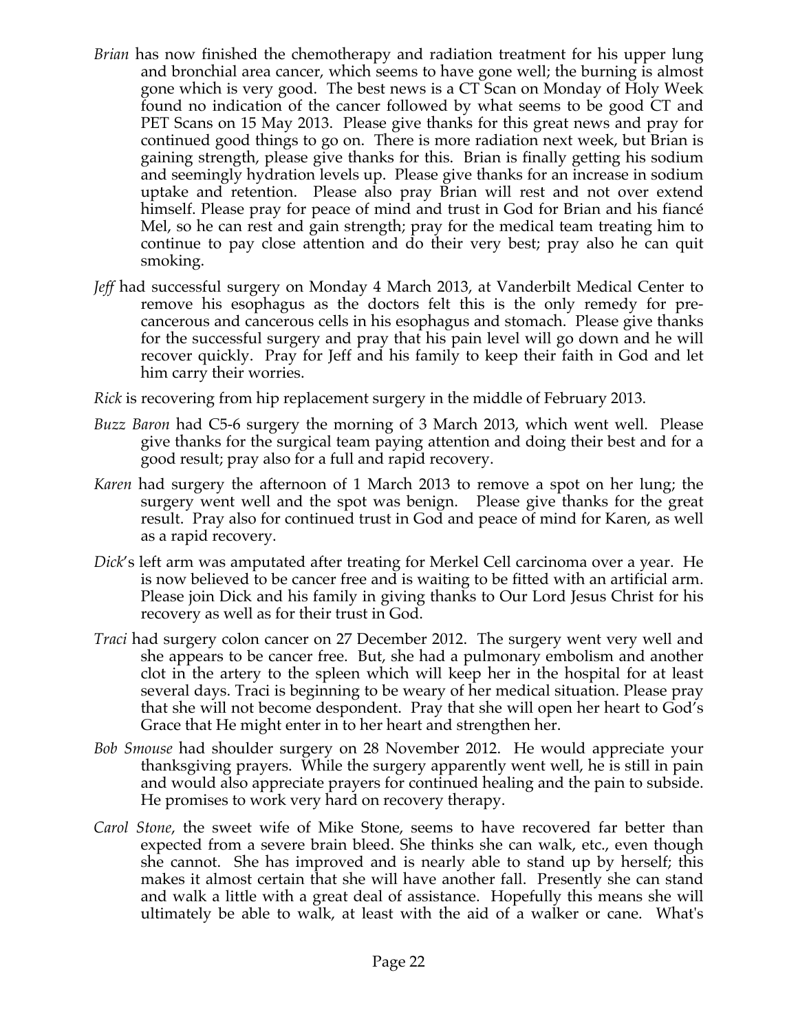*Brian* has now finished the chemotherapy and radiation treatment for his upper lung and bronchial area cancer, which seems to have gone well; the burning is almost gone which is very good. The best news is a CT Scan on Monday of Holy Week found no indication of the cancer followed by what seems to be good CT and PET Scans on 15 May 2013. Please give thanks for this great news and pray for continued good things to go on. There is more radiation next week, but Brian is gaining strength, please give thanks for this. Brian is finally getting his sodium and seemingly hydration levels up. Please give thanks for an increase in sodium uptake and retention. Please also pray Brian will rest and not over extend himself. Please pray for peace of mind and trust in God for Brian and his fiancé Mel, so he can rest and gain strength; pray for the medical team treating him to continue to pay close attention and do their very best; pray also he can quit smoking.

*Jeff* had successful surgery on Monday 4 March 2013, at Vanderbilt Medical Center to remove his esophagus as the doctors felt this is the only remedy for pre-cancerous and cancerous cells in his esophagus and stomach. Please give thanks for the successful surgery and pray that his pain level will go down and he will recover quickly. Pray for Jeff and his family to keep their faith in God and let him carry their worries.

*Rick* is recovering from hip replacement surgery in the middle of February 2013.

*Buzz Baron* had C5-6 surgery the morning of 3 March 2013, which went well. Please give thanks for the surgical team paying attention and doing their best and for a good result; pray also for a full and rapid recovery.

*Karen* had surgery the afternoon of 1 March 2013 to remove a spot on her lung; the surgery went well and the spot was benign. Please give thanks for the great result. Pray also for continued trust in God and peace of mind for Karen, as well as a rapid recovery.

*Dick*'s left arm was amputated after treating for Merkel Cell carcinoma over a year. He is now believed to be cancer free and is waiting to be fitted with an artificial arm. Please join Dick and his family in giving thanks to Our Lord Jesus Christ for his recovery as well as for their trust in God.

*Traci* had surgery colon cancer on 27 December 2012. The surgery went very well and she appears to be cancer free. But, she had a pulmonary embolism and another clot in the artery to the spleen which will keep her in the hospital for at least several days. Traci is beginning to be weary of her medical situation. Please pray that she will not become despondent. Pray that she will open her heart to God's Grace that He might enter in to her heart and strengthen her.

*Bob Smouse* had shoulder surgery on 28 November 2012. He would appreciate your thanksgiving prayers. While the surgery apparently went well, he is still in pain and would also appreciate prayers for continued healing and the pain to subside. He promises to work very hard on recovery therapy.

*Carol Stone*, the sweet wife of Mike Stone, seems to have recovered far better than expected from a severe brain bleed. She thinks she can walk, etc., even though she cannot. She has improved and is nearly able to stand up by herself; this makes it almost certain that she will have another fall. Presently she can stand and walk a little with a great deal of assistance. Hopefully this means she will ultimately be able to walk, at least with the aid of a walker or cane. What's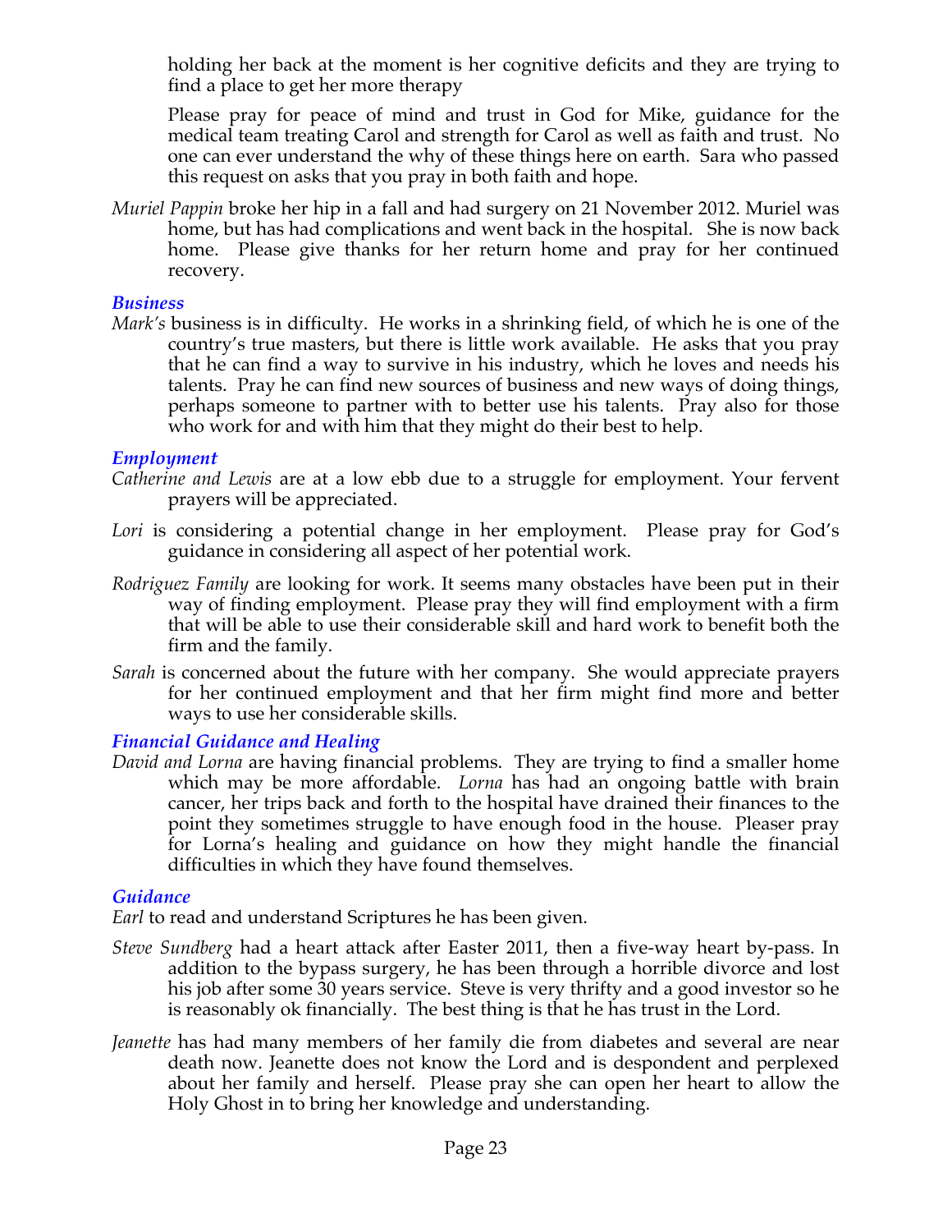holding her back at the moment is her cognitive deficits and they are trying to find a place to get her more therapy

Please pray for peace of mind and trust in God for Mike, guidance for the medical team treating Carol and strength for Carol as well as faith and trust. No one can ever understand the why of these things here on earth. Sara who passed this request on asks that you pray in both faith and hope.

*Muriel Pappin* broke her hip in a fall and had surgery on 21 November 2012. Muriel was home, but has had complications and went back in the hospital. She is now back home. Please give thanks for her return home and pray for her continued recovery.

### *Business*

*Mark's* business is in difficulty. He works in a shrinking field, of which he is one of the country's true masters, but there is little work available. He asks that you pray that he can find a way to survive in his industry, which he loves and needs his talents. Pray he can find new sources of business and new ways of doing things, perhaps someone to partner with to better use his talents. Pray also for those who work for and with him that they might do their best to help.

### *Employment*

*Catherine and Lewis* are at a low ebb due to a struggle for employment. Your fervent prayers will be appreciated.

*Lori* is considering a potential change in her employment. Please pray for God's guidance in considering all aspect of her potential work.

*Rodriguez Family* are looking for work. It seems many obstacles have been put in their way of finding employment. Please pray they will find employment with a firm that will be able to use their considerable skill and hard work to benefit both the firm and the family.

*Sarah* is concerned about the future with her company. She would appreciate prayers for her continued employment and that her firm might find more and better ways to use her considerable skills.

### *Financial Guidance and Healing*

*David and Lorna* are having financial problems. They are trying to find a smaller home which may be more affordable. *Lorna* has had an ongoing battle with brain cancer, her trips back and forth to the hospital have drained their finances to the point they sometimes struggle to have enough food in the house. Pleaser pray for Lorna's healing and guidance on how they might handle the financial difficulties in which they have found themselves.

### *Guidance*

*Earl* to read and understand Scriptures he has been given.

*Steve Sundberg* had a heart attack after Easter 2011, then a five-way heart by-pass. In addition to the bypass surgery, he has been through a horrible divorce and lost his job after some 30 years service. Steve is very thrifty and a good investor so he is reasonably ok financially. The best thing is that he has trust in the Lord.

*Jeanette* has had many members of her family die from diabetes and several are near death now. Jeanette does not know the Lord and is despondent and perplexed about her family and herself. Please pray she can open her heart to allow the Holy Ghost in to bring her knowledge and understanding.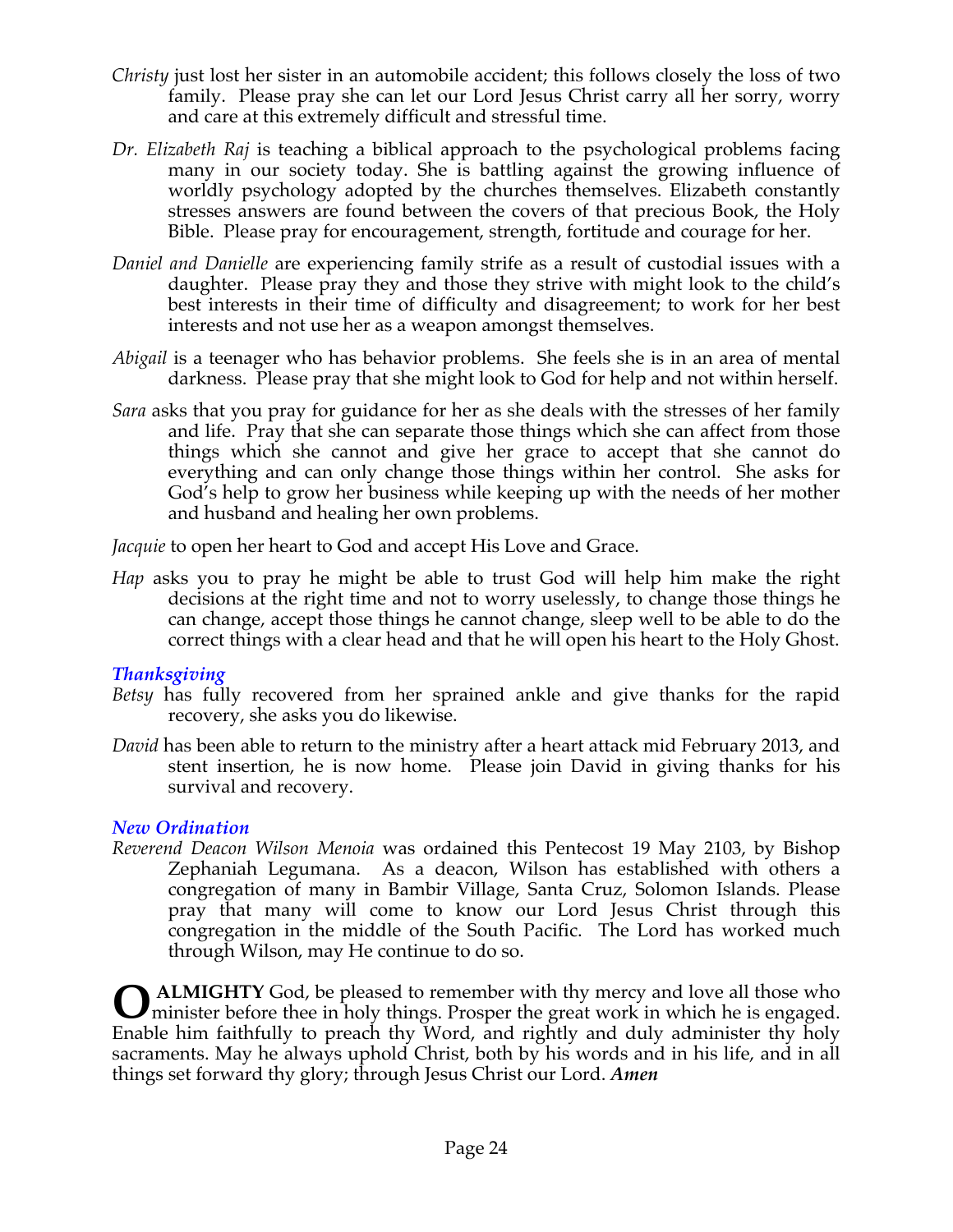*Christy* just lost her sister in an automobile accident; this follows closely the loss of two family. Please pray she can let our Lord Jesus Christ carry all her sorry, worry and care at this extremely difficult and stressful time.

*Dr. Elizabeth Raj* is teaching a biblical approach to the psychological problems facing many in our society today. She is battling against the growing influence of worldly psychology adopted by the churches themselves. Elizabeth constantly stresses answers are found between the covers of that precious Book, the Holy Bible. Please pray for encouragement, strength, fortitude and courage for her.

*Daniel and Danielle* are experiencing family strife as a result of custodial issues with a daughter. Please pray they and those they strive with might look to the child's best interests in their time of difficulty and disagreement; to work for her best interests and not use her as a weapon amongst themselves.

*Abigail* is a teenager who has behavior problems. She feels she is in an area of mental darkness. Please pray that she might look to God for help and not within herself.

*Sara* asks that you pray for guidance for her as she deals with the stresses of her family and life. Pray that she can separate those things which she can affect from those things which she cannot and give her grace to accept that she cannot do everything and can only change those things within her control. She asks for God's help to grow her business while keeping up with the needs of her mother and husband and healing her own problems.

*Jacquie* to open her heart to God and accept His Love and Grace.

*Hap* asks you to pray he might be able to trust God will help him make the right decisions at the right time and not to worry uselessly, to change those things he can change, accept those things he cannot change, sleep well to be able to do the correct things with a clear head and that he will open his heart to the Holy Ghost.

### *Thanksgiving*

*Betsy* has fully recovered from her sprained ankle and give thanks for the rapid recovery, she asks you do likewise.

*David* has been able to return to the ministry after a heart attack mid February 2013, and stent insertion, he is now home. Please join David in giving thanks for his survival and recovery.

### *New Ordination*

*Reverend Deacon Wilson Menoia* was ordained this Pentecost 19 May 2103, by Bishop Zephaniah Legumana. As a deacon, Wilson has established with others a congregation of many in Bambir Village, Santa Cruz, Solomon Islands. Please pray that many will come to know our Lord Jesus Christ through this congregation in the middle of the South Pacific. The Lord has worked much through Wilson, may He continue to do so.

**O ALMIGHTY** God, be pleased to remember with thy mercy and love all those who minister before thee in holy things. Prosper the great work in which he is engaged. Enable him faithfully to preach thy Word, and rightly and duly administer thy holy sacraments. May he always uphold Christ, both by his words and in his life, and in all things set forward thy glory; through Jesus Christ our Lord. ***Amen***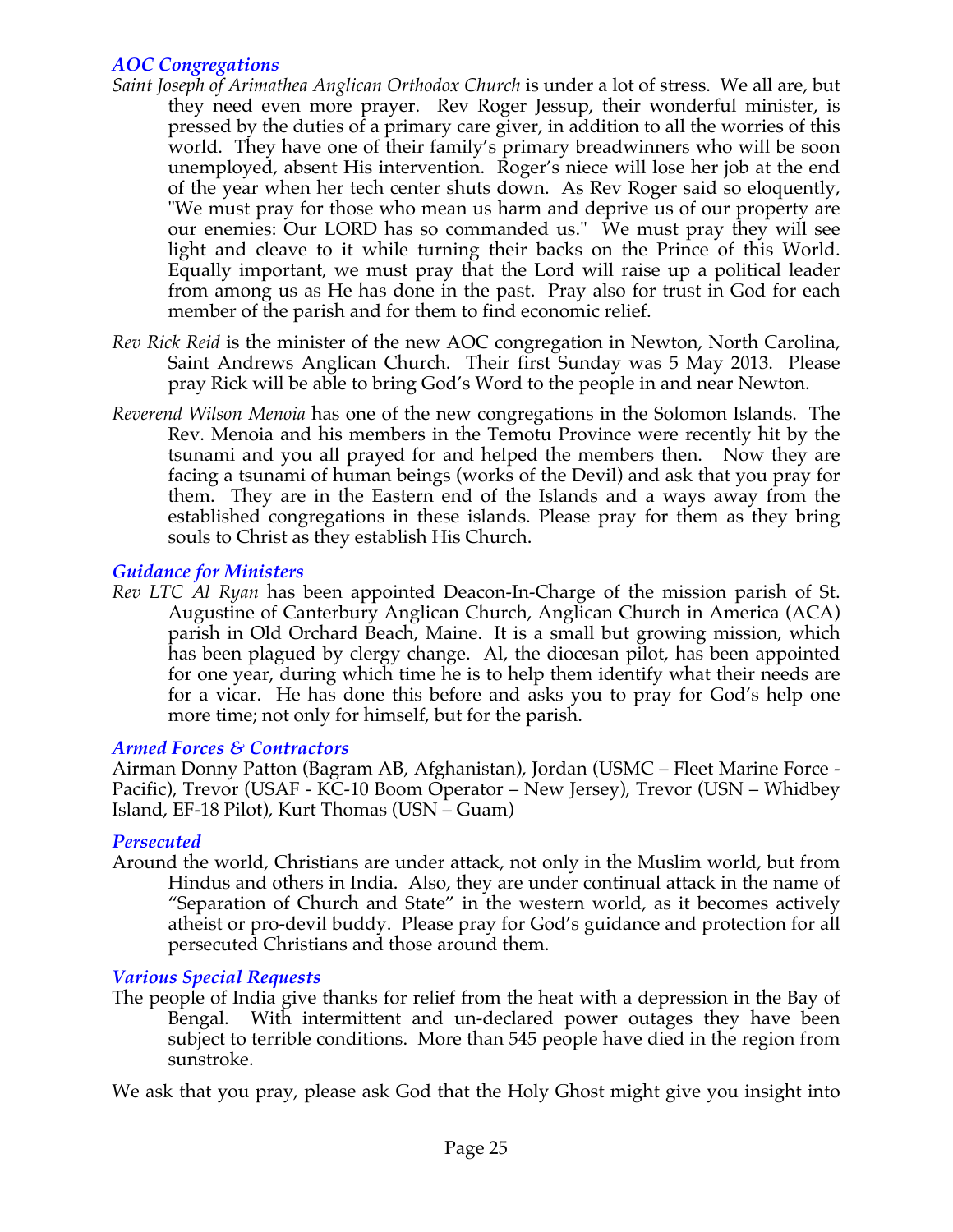### *AOC Congregations*

*Saint Joseph of Arimathea Anglican Orthodox Church* is under a lot of stress. We all are, but they need even more prayer. Rev Roger Jessup, their wonderful minister, is pressed by the duties of a primary care giver, in addition to all the worries of this world. They have one of their family's primary breadwinners who will be soon unemployed, absent His intervention. Roger's niece will lose her job at the end of the year when her tech center shuts down. As Rev Roger said so eloquently, "We must pray for those who mean us harm and deprive us of our property are our enemies: Our LORD has so commanded us." We must pray they will see light and cleave to it while turning their backs on the Prince of this World. Equally important, we must pray that the Lord will raise up a political leader from among us as He has done in the past. Pray also for trust in God for each member of the parish and for them to find economic relief.

*Rev Rick Reid* is the minister of the new AOC congregation in Newton, North Carolina, Saint Andrews Anglican Church. Their first Sunday was 5 May 2013. Please pray Rick will be able to bring God's Word to the people in and near Newton.

*Reverend Wilson Menoia* has one of the new congregations in the Solomon Islands. The Rev. Menoia and his members in the Temotu Province were recently hit by the tsunami and you all prayed for and helped the members then. Now they are facing a tsunami of human beings (works of the Devil) and ask that you pray for them. They are in the Eastern end of the Islands and a ways away from the established congregations in these islands. Please pray for them as they bring souls to Christ as they establish His Church.

### *Guidance for Ministers*

*Rev LTC Al Ryan* has been appointed Deacon-In-Charge of the mission parish of St. Augustine of Canterbury Anglican Church, Anglican Church in America (ACA) parish in Old Orchard Beach, Maine. It is a small but growing mission, which has been plagued by clergy change. Al, the diocesan pilot, has been appointed for one year, during which time he is to help them identify what their needs are for a vicar. He has done this before and asks you to pray for God's help one more time; not only for himself, but for the parish.

### *Armed Forces & Contractors*

Airman Donny Patton (Bagram AB, Afghanistan), Jordan (USMC – Fleet Marine Force - Pacific), Trevor (USAF - KC-10 Boom Operator – New Jersey), Trevor (USN – Whidbey Island, EF-18 Pilot), Kurt Thomas (USN – Guam)

### *Persecuted*

Around the world, Christians are under attack, not only in the Muslim world, but from Hindus and others in India. Also, they are under continual attack in the name of "Separation of Church and State" in the western world, as it becomes actively atheist or pro-devil buddy. Please pray for God's guidance and protection for all persecuted Christians and those around them.

### *Various Special Requests*

The people of India give thanks for relief from the heat with a depression in the Bay of Bengal. With intermittent and un-declared power outages they have been subject to terrible conditions. More than 545 people have died in the region from sunstroke.

We ask that you pray, please ask God that the Holy Ghost might give you insight into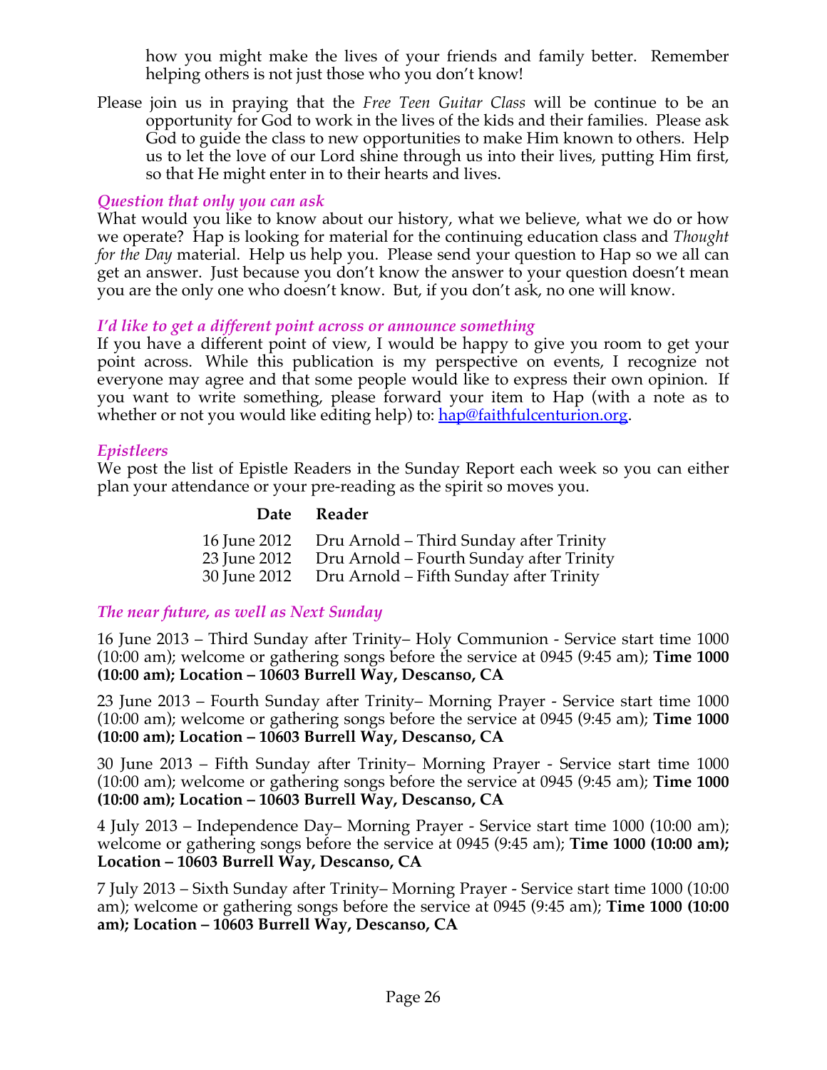how you might make the lives of your friends and family better. Remember helping others is not just those who you don't know!

Please join us in praying that the *Free Teen Guitar Class* will be continue to be an opportunity for God to work in the lives of the kids and their families. Please ask God to guide the class to new opportunities to make Him known to others. Help us to let the love of our Lord shine through us into their lives, putting Him first, so that He might enter in to their hearts and lives.

### *Question that only you can ask*

What would you like to know about our history, what we believe, what we do or how we operate? Hap is looking for material for the continuing education class and *Thought for the Day* material. Help us help you. Please send your question to Hap so we all can get an answer. Just because you don't know the answer to your question doesn't mean you are the only one who doesn't know. But, if you don't ask, no one will know.

### *I'd like to get a different point across or announce something*

If you have a different point of view, I would be happy to give you room to get your point across. While this publication is my perspective on events, I recognize not everyone may agree and that some people would like to express their own opinion. If you want to write something, please forward your item to Hap (with a note as to whether or not you would like editing help) to: hap@faithfulcenturion.org.

### *Epistleers*

We post the list of Epistle Readers in the Sunday Report each week so you can either plan your attendance or your pre-reading as the spirit so moves you.

| Date | Reader |
|---|---|
| 16 June 2012 | Dru Arnold – Third Sunday after Trinity |
| 23 June 2012 | Dru Arnold – Fourth Sunday after Trinity |
| 30 June 2012 | Dru Arnold – Fifth Sunday after Trinity |

### *The near future, as well as Next Sunday*

16 June 2013 – Third Sunday after Trinity– Holy Communion - Service start time 1000 (10:00 am); welcome or gathering songs before the service at 0945 (9:45 am); **Time 1000 (10:00 am); Location – 10603 Burrell Way, Descanso, CA**

23 June 2013 – Fourth Sunday after Trinity– Morning Prayer - Service start time 1000 (10:00 am); welcome or gathering songs before the service at 0945 (9:45 am); **Time 1000 (10:00 am); Location – 10603 Burrell Way, Descanso, CA**

30 June 2013 – Fifth Sunday after Trinity– Morning Prayer - Service start time 1000 (10:00 am); welcome or gathering songs before the service at 0945 (9:45 am); **Time 1000 (10:00 am); Location – 10603 Burrell Way, Descanso, CA**

4 July 2013 – Independence Day– Morning Prayer - Service start time 1000 (10:00 am); welcome or gathering songs before the service at 0945 (9:45 am); **Time 1000 (10:00 am); Location – 10603 Burrell Way, Descanso, CA**

7 July 2013 – Sixth Sunday after Trinity– Morning Prayer - Service start time 1000 (10:00 am); welcome or gathering songs before the service at 0945 (9:45 am); **Time 1000 (10:00 am); Location – 10603 Burrell Way, Descanso, CA**